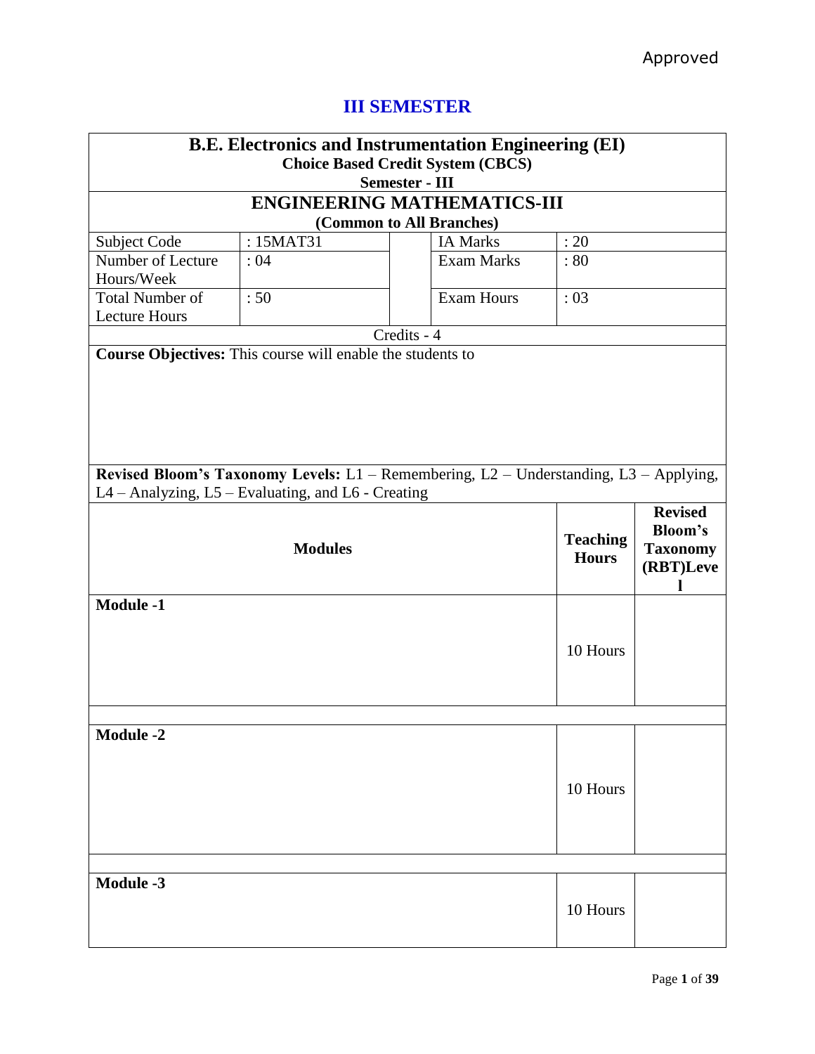Approved

## III SEMESTER

| B.E. Electronics and Instrumentation Engineering (EI) Choice Based Credit System (CBCS) Semester - III | | | | |
|---|---|---|---|---|
| **ENGINEERING MATHEMATICS-III (Common to All Branches)** | | | | |
| Subject Code | : 15MAT31 | | IA Marks | : 20 |
| Number of Lecture Hours/Week | : 04 | | Exam Marks | : 80 |
| Total Number of Lecture Hours | : 50 | | Exam Hours | : 03 |
| Credits - 4 | | | | |

**Course Objectives:** This course will enable the students to

**Revised Bloom's Taxonomy Levels:** L1 – Remembering, L2 – Understanding, L3 – Applying, L4 – Analyzing, L5 – Evaluating, and L6 - Creating

| Modules | Teaching Hours | Revised Bloom's Taxonomy (RBT)Level |
|---|---|---|
| **Module -1** | 10 Hours | |
| | | |
| **Module -2** | 10 Hours | |
| | | |
| **Module -3** | 10 Hours | |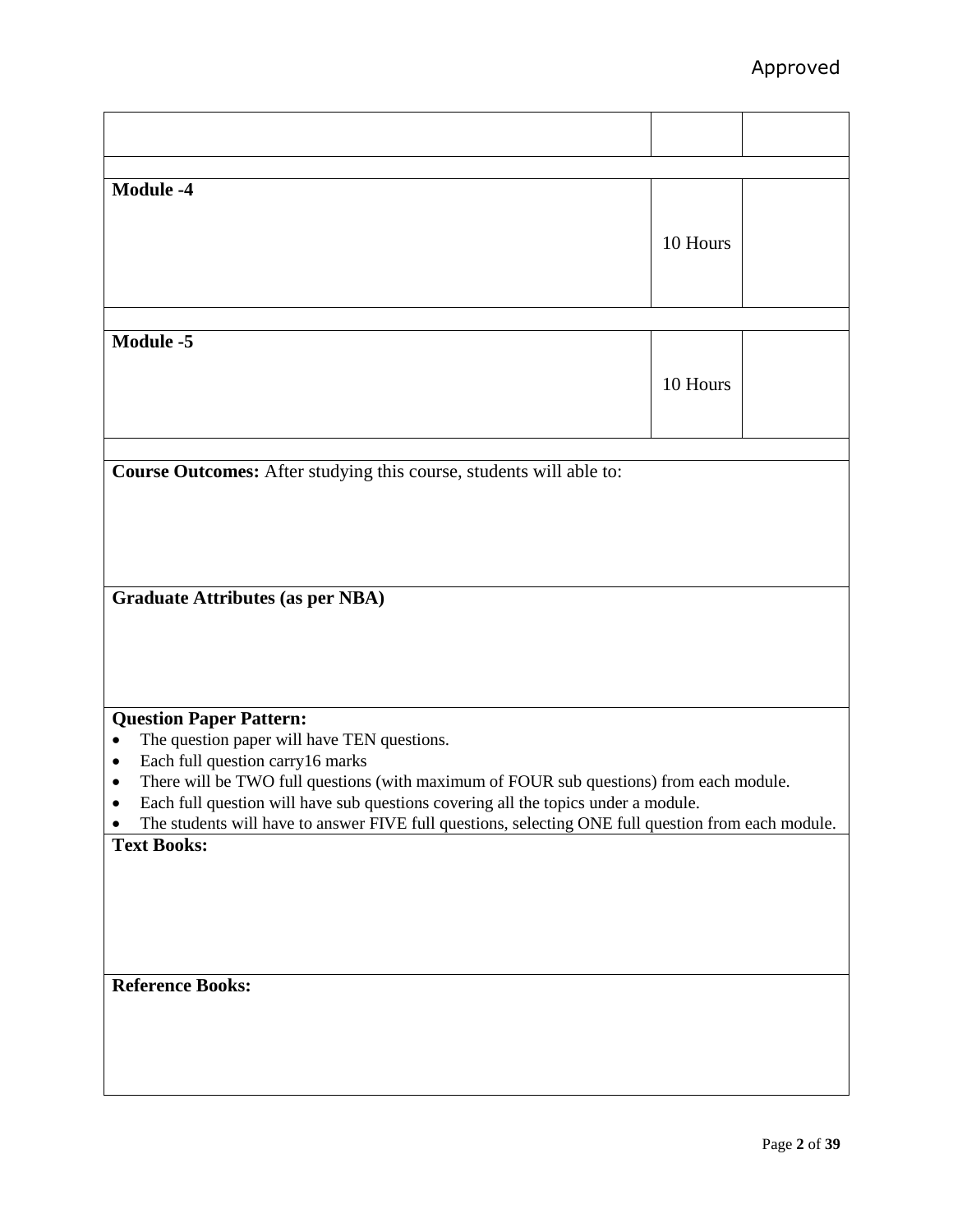| | | |
|---|---|---|
| | | |
| **Module -4** | 10 Hours | |
| **Module -5** | 10 Hours | |

**Course Outcomes:** After studying this course, students will able to:

**Graduate Attributes (as per NBA)**

**Question Paper Pattern:**

- The question paper will have TEN questions.
- Each full question carry16 marks
- There will be TWO full questions (with maximum of FOUR sub questions) from each module.
- Each full question will have sub questions covering all the topics under a module.
- The students will have to answer FIVE full questions, selecting ONE full question from each module.

**Text Books:**

**Reference Books:**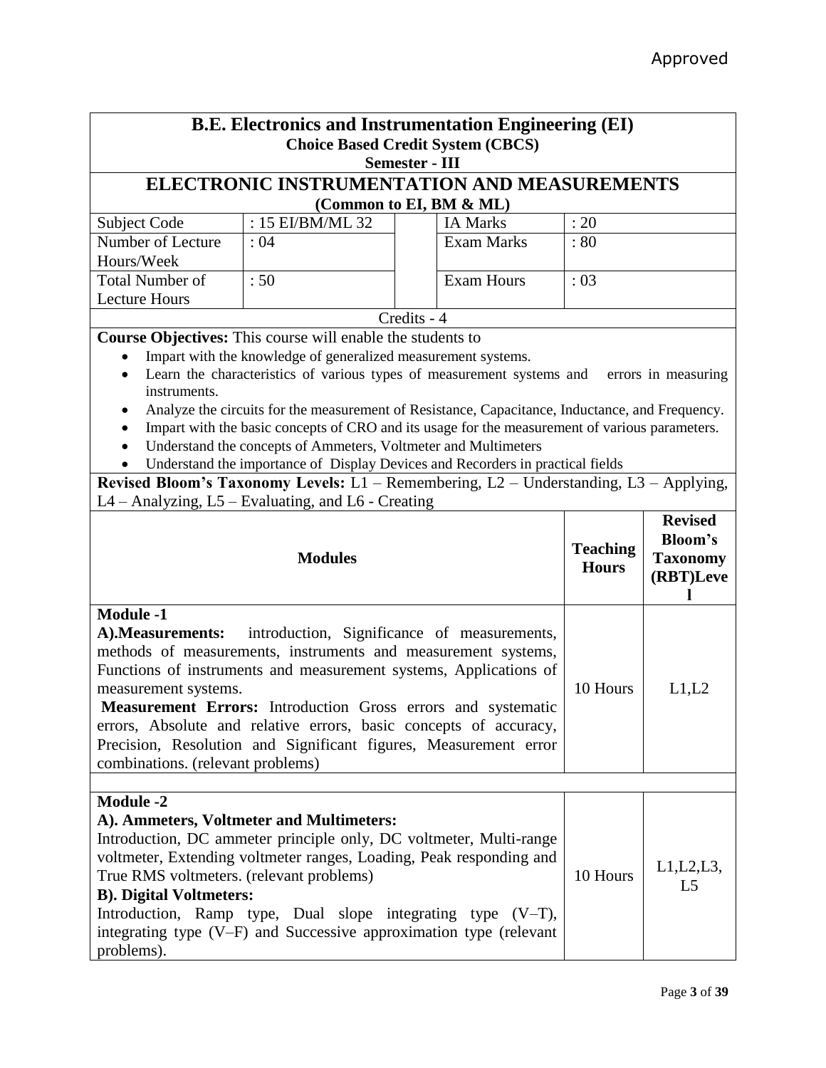Approved

# B.E. Electronics and Instrumentation Engineering (EI)

**Choice Based Credit System (CBCS)**

**Semester - III**

## ELECTRONIC INSTRUMENTATION AND MEASUREMENTS

**(Common to EI, BM & ML)**

| | | | | |
|---|---|---|---|---|
| Subject Code | : 15 EI/BM/ML 32 | | IA Marks | : 20 |
| Number of Lecture Hours/Week | : 04 | | Exam Marks | : 80 |
| Total Number of Lecture Hours | : 50 | | Exam Hours | : 03 |

Credits - 4

**Course Objectives:** This course will enable the students to

- Impart with the knowledge of generalized measurement systems.
- Learn the characteristics of various types of measurement systems and errors in measuring instruments.
- Analyze the circuits for the measurement of Resistance, Capacitance, Inductance, and Frequency.
- Impart with the basic concepts of CRO and its usage for the measurement of various parameters.
- Understand the concepts of Ammeters, Voltmeter and Multimeters
- Understand the importance of Display Devices and Recorders in practical fields

**Revised Bloom's Taxonomy Levels:** L1 – Remembering, L2 – Understanding, L3 – Applying, L4 – Analyzing, L5 – Evaluating, and L6 - Creating

| Modules | Teaching Hours | Revised Bloom's Taxonomy (RBT)Level |
|---|---|---|
| **Module -1**<br>**A).Measurements:** introduction, Significance of measurements, methods of measurements, instruments and measurement systems, Functions of instruments and measurement systems, Applications of measurement systems.<br>**Measurement Errors:** Introduction Gross errors and systematic errors, Absolute and relative errors, basic concepts of accuracy, Precision, Resolution and Significant figures, Measurement error combinations. (relevant problems) | 10 Hours | L1,L2 |
| | | |
| **Module -2**<br>**A). Ammeters, Voltmeter and Multimeters:**<br>Introduction, DC ammeter principle only, DC voltmeter, Multi-range voltmeter, Extending voltmeter ranges, Loading, Peak responding and True RMS voltmeters. (relevant problems)<br>**B). Digital Voltmeters:**<br>Introduction, Ramp type, Dual slope integrating type (V–T), integrating type (V–F) and Successive approximation type (relevant problems). | 10 Hours | L1,L2,L3, L5 |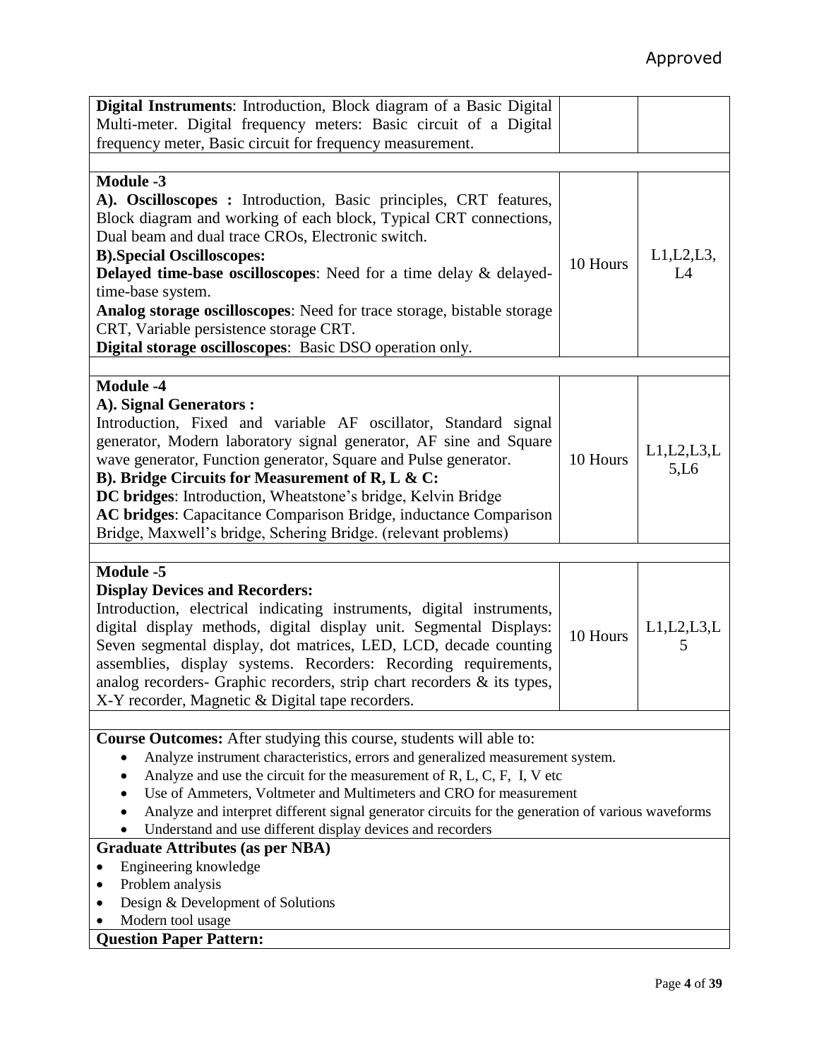Approved

| | | |
|---|---|---|
| **Digital Instruments**: Introduction, Block diagram of a Basic Digital Multi-meter. Digital frequency meters: Basic circuit of a Digital frequency meter, Basic circuit for frequency measurement. | | |
| | | |
| **Module -3**<br>**A). Oscilloscopes :** Introduction, Basic principles, CRT features, Block diagram and working of each block, Typical CRT connections, Dual beam and dual trace CROs, Electronic switch.<br>**B).Special Oscilloscopes:**<br>**Delayed time-base oscilloscopes**: Need for a time delay & delayed-time-base system.<br>**Analog storage oscilloscopes**: Need for trace storage, bistable storage CRT, Variable persistence storage CRT.<br>**Digital storage oscilloscopes**: Basic DSO operation only. | 10 Hours | L1,L2,L3, L4 |
| | | |
| **Module -4**<br>**A). Signal Generators :**<br>Introduction, Fixed and variable AF oscillator, Standard signal generator, Modern laboratory signal generator, AF sine and Square wave generator, Function generator, Square and Pulse generator.<br>**B). Bridge Circuits for Measurement of R, L & C:**<br>**DC bridges**: Introduction, Wheatstone's bridge, Kelvin Bridge<br>**AC bridges**: Capacitance Comparison Bridge, inductance Comparison Bridge, Maxwell's bridge, Schering Bridge. (relevant problems) | 10 Hours | L1,L2,L3,L5,L6 |
| | | |
| **Module -5**<br>**Display Devices and Recorders:**<br>Introduction, electrical indicating instruments, digital instruments, digital display methods, digital display unit. Segmental Displays: Seven segmental display, dot matrices, LED, LCD, decade counting assemblies, display systems. Recorders: Recording requirements, analog recorders- Graphic recorders, strip chart recorders & its types, X-Y recorder, Magnetic & Digital tape recorders. | 10 Hours | L1,L2,L3,L5 |

**Course Outcomes:** After studying this course, students will able to:

- Analyze instrument characteristics, errors and generalized measurement system.
- Analyze and use the circuit for the measurement of R, L, C, F, I, V etc
- Use of Ammeters, Voltmeter and Multimeters and CRO for measurement
- Analyze and interpret different signal generator circuits for the generation of various waveforms
- Understand and use different display devices and recorders

**Graduate Attributes (as per NBA)**

- Engineering knowledge
- Problem analysis
- Design & Development of Solutions
- Modern tool usage

**Question Paper Pattern:**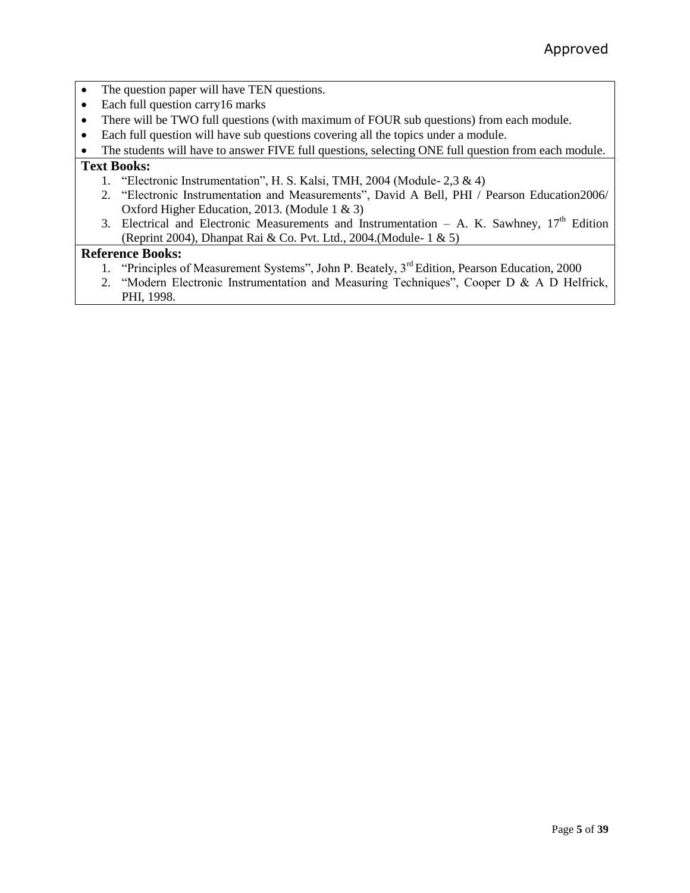- The question paper will have TEN questions.
- Each full question carry16 marks
- There will be TWO full questions (with maximum of FOUR sub questions) from each module.
- Each full question will have sub questions covering all the topics under a module.
- The students will have to answer FIVE full questions, selecting ONE full question from each module.

**Text Books:**

1. "Electronic Instrumentation", H. S. Kalsi, TMH, 2004 (Module- 2,3 & 4)
2. "Electronic Instrumentation and Measurements", David A Bell, PHI / Pearson Education2006/ Oxford Higher Education, 2013. (Module 1 & 3)
3. Electrical and Electronic Measurements and Instrumentation – A. K. Sawhney, 17th Edition (Reprint 2004), Dhanpat Rai & Co. Pvt. Ltd., 2004.(Module- 1 & 5)

**Reference Books:**

1. "Principles of Measurement Systems", John P. Beately, 3rd Edition, Pearson Education, 2000
2. "Modern Electronic Instrumentation and Measuring Techniques", Cooper D & A D Helfrick, PHI, 1998.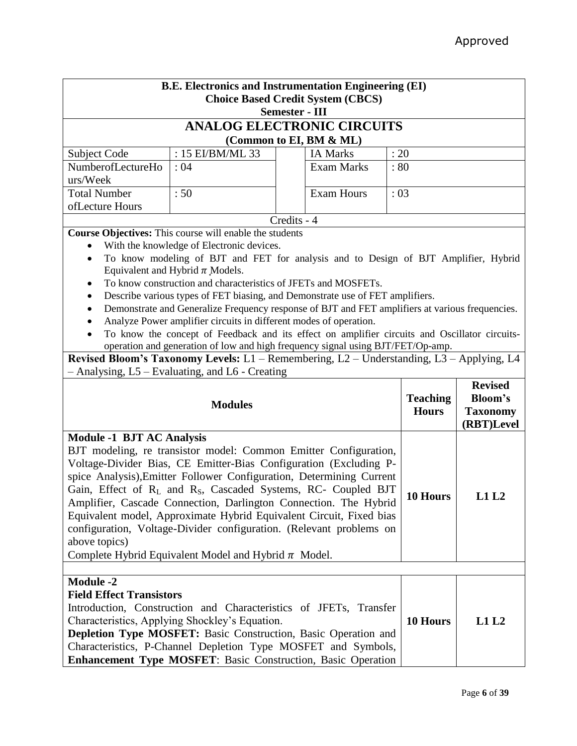Approved

**B.E. Electronics and Instrumentation Engineering (EI)**
**Choice Based Credit System (CBCS)**
**Semester - III**

## ANALOG ELECTRONIC CIRCUITS

**(Common to EI, BM & ML)**

| | | | | |
|---|---|---|---|---|
| Subject Code | : 15 EI/BM/ML 33 | | IA Marks | : 20 |
| NumberofLectureHours/Week | : 04 | | Exam Marks | : 80 |
| Total Number ofLecture Hours | : 50 | | Exam Hours | : 03 |

Credits - 4

**Course Objectives:** This course will enable the students

- With the knowledge of Electronic devices.
- To know modeling of BJT and FET for analysis and to Design of BJT Amplifier, Hybrid Equivalent and Hybrid $\pi$ Models.
- To know construction and characteristics of JFETs and MOSFETs.
- Describe various types of FET biasing, and Demonstrate use of FET amplifiers.
- Demonstrate and Generalize Frequency response of BJT and FET amplifiers at various frequencies.
- Analyze Power amplifier circuits in different modes of operation.
- To know the concept of Feedback and its effect on amplifier circuits and Oscillator circuits-operation and generation of low and high frequency signal using BJT/FET/Op-amp.

**Revised Bloom's Taxonomy Levels:** L1 – Remembering, L2 – Understanding, L3 – Applying, L4 – Analysing, L5 – Evaluating, and L6 - Creating

| **Modules** | **Teaching Hours** | **Revised Bloom's Taxonomy (RBT)Level** |
|---|---|---|
| **Module -1 BJT AC Analysis**<br>BJT modeling, re transistor model: Common Emitter Configuration, Voltage-Divider Bias, CE Emitter-Bias Configuration (Excluding P-spice Analysis),Emitter Follower Configuration, Determining Current Gain, Effect of $R_L$ and $R_S$, Cascaded Systems, RC- Coupled BJT Amplifier, Cascade Connection, Darlington Connection. The Hybrid Equivalent model, Approximate Hybrid Equivalent Circuit, Fixed bias configuration, Voltage-Divider configuration. (Relevant problems on above topics)<br>Complete Hybrid Equivalent Model and Hybrid $\pi$ Model. | **10 Hours** | **L1 L2** |
| | | |
| **Module -2**<br>**Field Effect Transistors**<br>Introduction, Construction and Characteristics of JFETs, Transfer Characteristics, Applying Shockley's Equation.<br>**Depletion Type MOSFET:** Basic Construction, Basic Operation and Characteristics, P-Channel Depletion Type MOSFET and Symbols,<br>**Enhancement Type MOSFET**: Basic Construction, Basic Operation | **10 Hours** | **L1 L2** |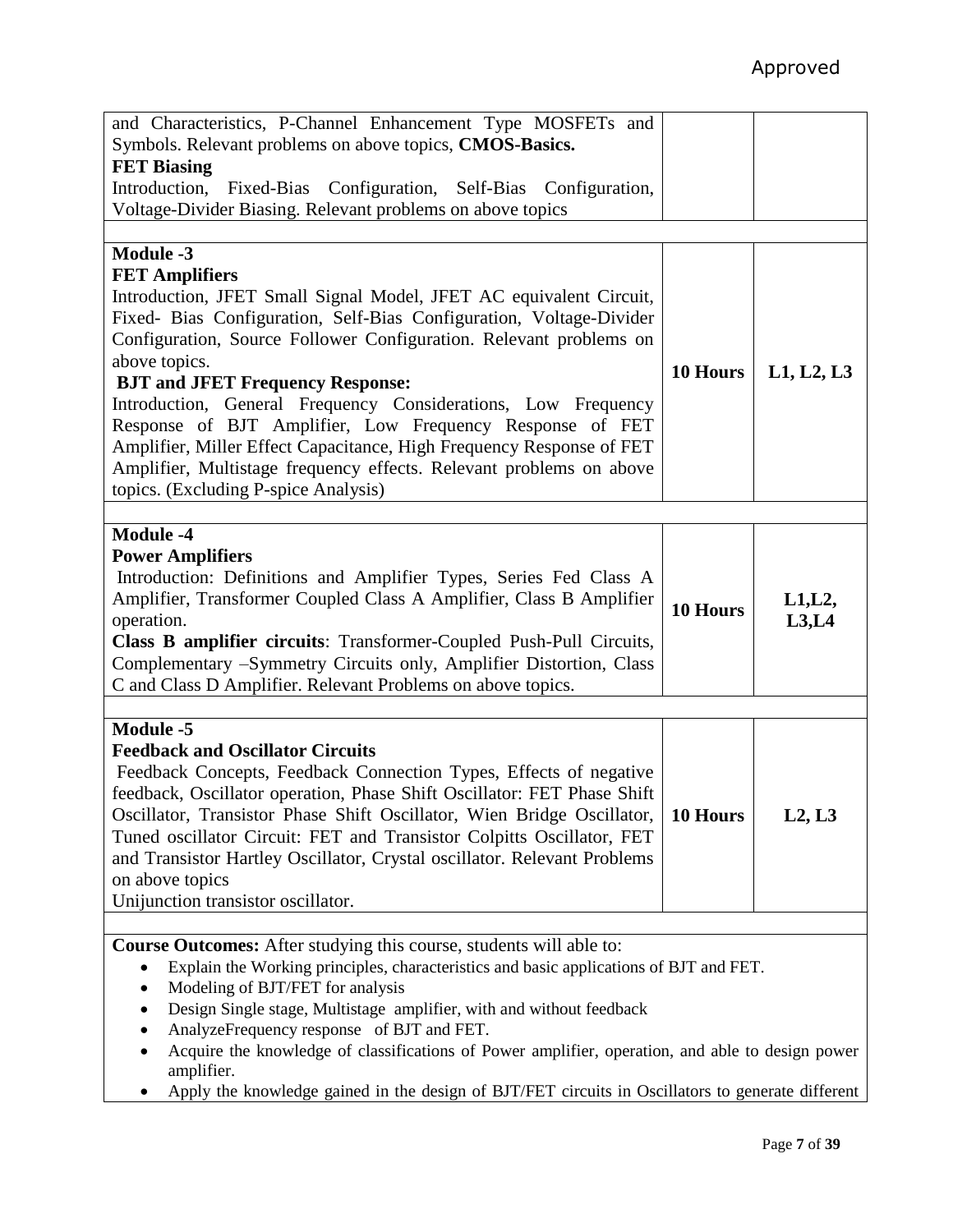Approved

| | | |
|---|---|---|
| and Characteristics, P-Channel Enhancement Type MOSFETs and Symbols. Relevant problems on above topics, **CMOS-Basics.**<br>**FET Biasing**<br>Introduction, Fixed-Bias Configuration, Self-Bias Configuration, Voltage-Divider Biasing. Relevant problems on above topics | | |
| | | |
| **Module -3**<br>**FET Amplifiers**<br>Introduction, JFET Small Signal Model, JFET AC equivalent Circuit, Fixed- Bias Configuration, Self-Bias Configuration, Voltage-Divider Configuration, Source Follower Configuration. Relevant problems on above topics.<br>**BJT and JFET Frequency Response:**<br>Introduction, General Frequency Considerations, Low Frequency Response of BJT Amplifier, Low Frequency Response of FET Amplifier, Miller Effect Capacitance, High Frequency Response of FET Amplifier, Multistage frequency effects. Relevant problems on above topics. (Excluding P-spice Analysis) | **10 Hours** | **L1, L2, L3** |
| | | |
| **Module -4**<br>**Power Amplifiers**<br>Introduction: Definitions and Amplifier Types, Series Fed Class A Amplifier, Transformer Coupled Class A Amplifier, Class B Amplifier operation.<br>**Class B amplifier circuits**: Transformer-Coupled Push-Pull Circuits, Complementary –Symmetry Circuits only, Amplifier Distortion, Class C and Class D Amplifier. Relevant Problems on above topics. | **10 Hours** | **L1,L2, L3,L4** |
| | | |
| **Module -5**<br>**Feedback and Oscillator Circuits**<br>Feedback Concepts, Feedback Connection Types, Effects of negative feedback, Oscillator operation, Phase Shift Oscillator: FET Phase Shift Oscillator, Transistor Phase Shift Oscillator, Wien Bridge Oscillator, Tuned oscillator Circuit: FET and Transistor Colpitts Oscillator, FET and Transistor Hartley Oscillator, Crystal oscillator. Relevant Problems on above topics<br>Unijunction transistor oscillator. | **10 Hours** | **L2, L3** |

**Course Outcomes:** After studying this course, students will able to:

- Explain the Working principles, characteristics and basic applications of BJT and FET.
- Modeling of BJT/FET for analysis
- Design Single stage, Multistage amplifier, with and without feedback
- AnalyzeFrequency response of BJT and FET.
- Acquire the knowledge of classifications of Power amplifier, operation, and able to design power amplifier.
- Apply the knowledge gained in the design of BJT/FET circuits in Oscillators to generate different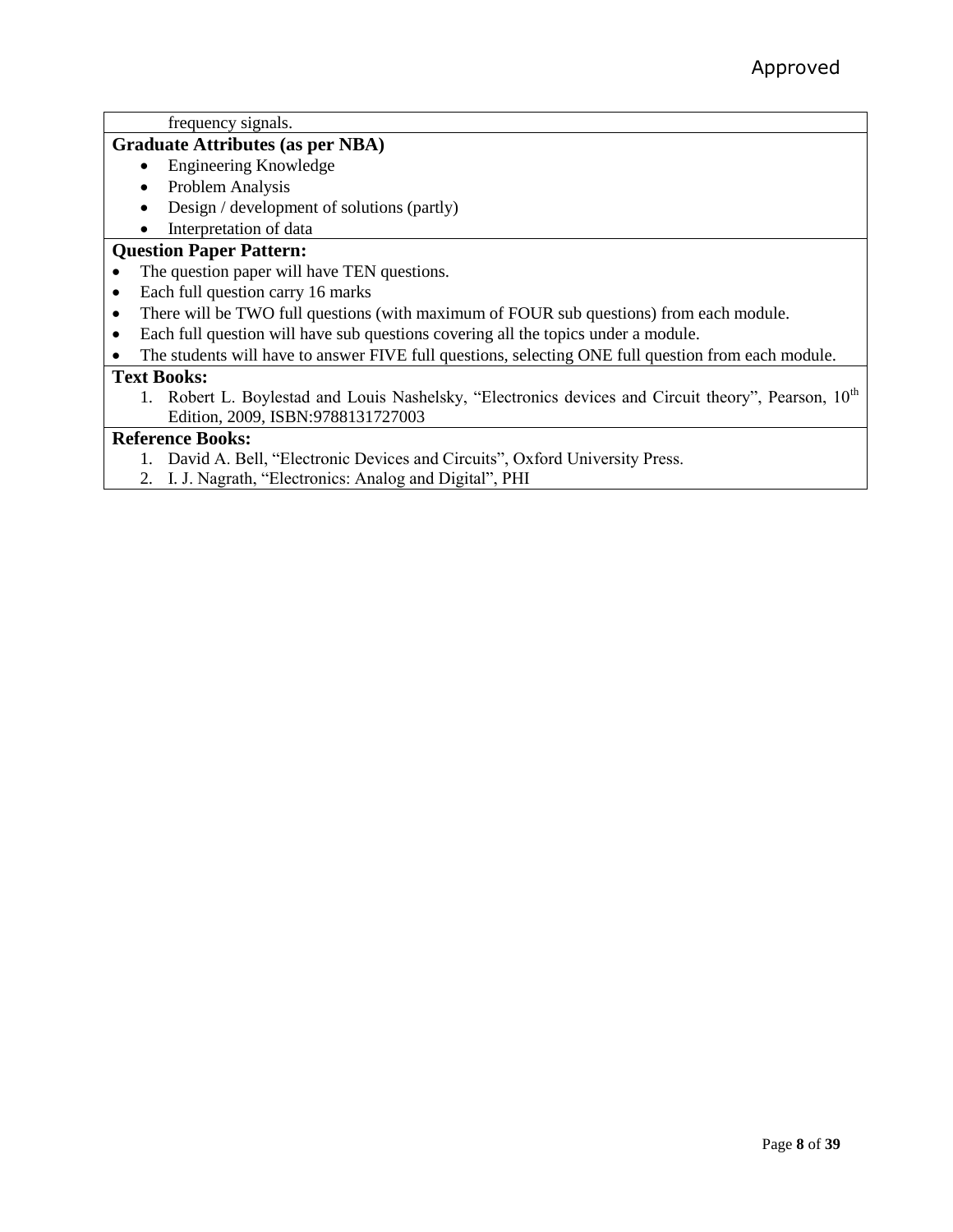frequency signals.

**Graduate Attributes (as per NBA)**

- Engineering Knowledge
- Problem Analysis
- Design / development of solutions (partly)
- Interpretation of data

**Question Paper Pattern:**

- The question paper will have TEN questions.
- Each full question carry 16 marks
- There will be TWO full questions (with maximum of FOUR sub questions) from each module.
- Each full question will have sub questions covering all the topics under a module.
- The students will have to answer FIVE full questions, selecting ONE full question from each module.

**Text Books:**

1. Robert L. Boylestad and Louis Nashelsky, "Electronics devices and Circuit theory", Pearson, 10th Edition, 2009, ISBN:9788131727003

**Reference Books:**

1. David A. Bell, "Electronic Devices and Circuits", Oxford University Press.
2. I. J. Nagrath, "Electronics: Analog and Digital", PHI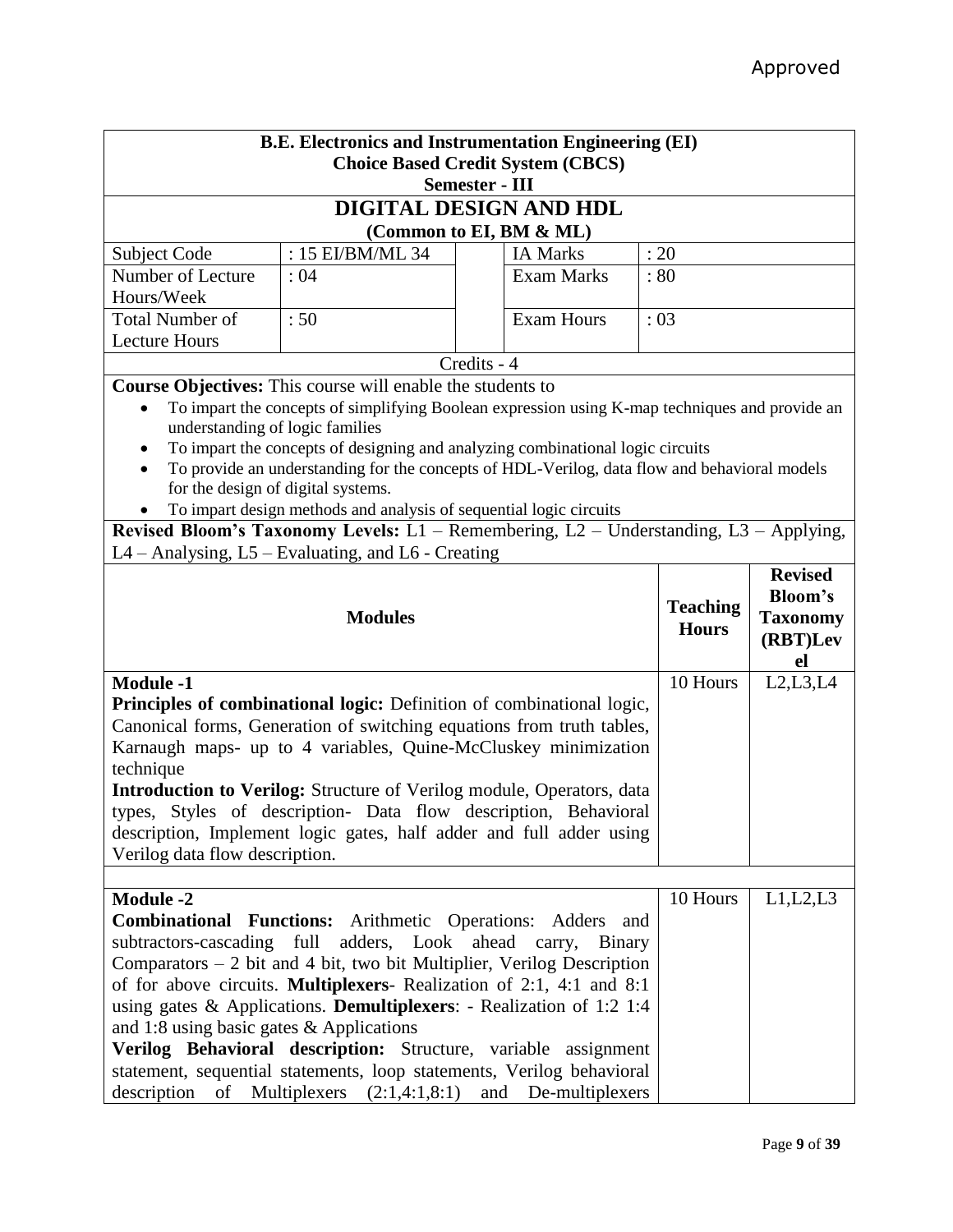Approved

**B.E. Electronics and Instrumentation Engineering (EI)**
**Choice Based Credit System (CBCS)**
**Semester - III**

# DIGITAL DESIGN AND HDL

**(Common to EI, BM & ML)**

| Subject Code | : 15 EI/BM/ML 34 | | IA Marks | : 20 |
|---|---|---|---|---|
| Number of Lecture Hours/Week | : 04 | | Exam Marks | : 80 |
| Total Number of Lecture Hours | : 50 | | Exam Hours | : 03 |

Credits - 4

**Course Objectives:** This course will enable the students to

- To impart the concepts of simplifying Boolean expression using K-map techniques and provide an understanding of logic families
- To impart the concepts of designing and analyzing combinational logic circuits
- To provide an understanding for the concepts of HDL-Verilog, data flow and behavioral models for the design of digital systems.
- To impart design methods and analysis of sequential logic circuits

**Revised Bloom's Taxonomy Levels:** L1 – Remembering, L2 – Understanding, L3 – Applying, L4 – Analysing, L5 – Evaluating, and L6 - Creating

| Modules | Teaching Hours | Revised Bloom's Taxonomy (RBT)Level |
|---|---|---|
| **Module -1**<br>**Principles of combinational logic:** Definition of combinational logic, Canonical forms, Generation of switching equations from truth tables, Karnaugh maps- up to 4 variables, Quine-McCluskey minimization technique<br>**Introduction to Verilog:** Structure of Verilog module, Operators, data types, Styles of description- Data flow description, Behavioral description, Implement logic gates, half adder and full adder using Verilog data flow description. | 10 Hours | L2,L3,L4 |
| **Module -2**<br>**Combinational Functions:** Arithmetic Operations: Adders and subtractors-cascading full adders, Look ahead carry, Binary Comparators – 2 bit and 4 bit, two bit Multiplier, Verilog Description of for above circuits. **Multiplexers**- Realization of 2:1, 4:1 and 8:1 using gates & Applications. **Demultiplexers**: - Realization of 1:2 1:4 and 1:8 using basic gates & Applications<br>**Verilog Behavioral description:** Structure, variable assignment statement, sequential statements, loop statements, Verilog behavioral description of Multiplexers (2:1,4:1,8:1) and De-multiplexers | 10 Hours | L1,L2,L3 |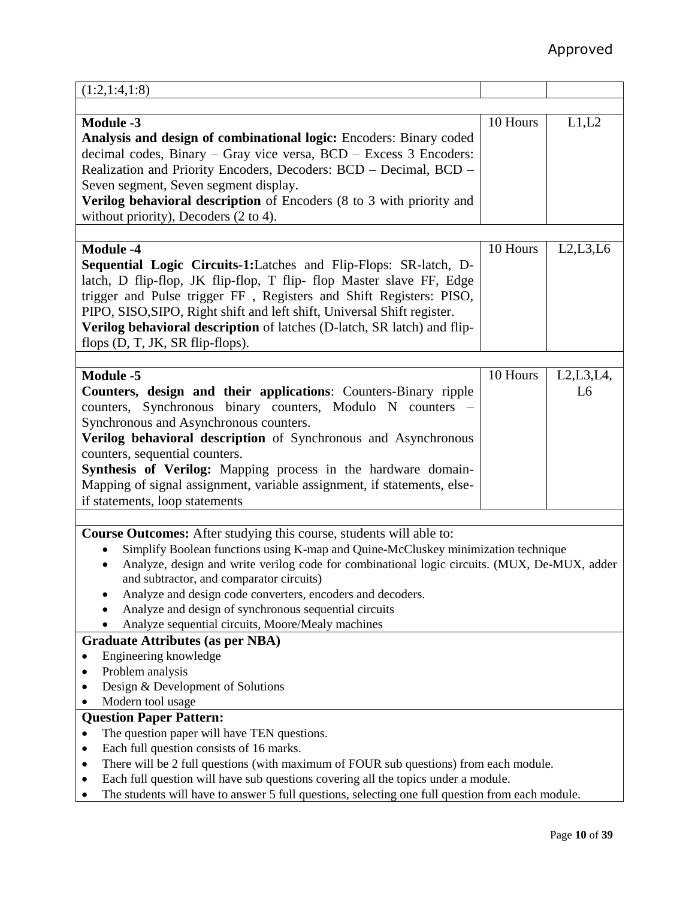| (1:2,1:4,1:8) | | |
|---|---|---|
| | | |
| **Module -3**<br>**Analysis and design of combinational logic:** Encoders: Binary coded decimal codes, Binary – Gray vice versa, BCD – Excess 3 Encoders: Realization and Priority Encoders, Decoders: BCD – Decimal, BCD – Seven segment, Seven segment display.<br>**Verilog behavioral description** of Encoders (8 to 3 with priority and without priority), Decoders (2 to 4). | 10 Hours | L1,L2 |
| | | |
| **Module -4**<br>**Sequential Logic Circuits-1:** Latches and Flip-Flops: SR-latch, D-latch, D flip-flop, JK flip-flop, T flip- flop Master slave FF, Edge trigger and Pulse trigger FF , Registers and Shift Registers: PISO, PIPO, SISO,SIPO, Right shift and left shift, Universal Shift register.<br>**Verilog behavioral description** of latches (D-latch, SR latch) and flip-flops (D, T, JK, SR flip-flops). | 10 Hours | L2,L3,L6 |
| | | |
| **Module -5**<br>**Counters, design and their applications**: Counters-Binary ripple counters, Synchronous binary counters, Modulo N counters – Synchronous and Asynchronous counters.<br>**Verilog behavioral description** of Synchronous and Asynchronous counters, sequential counters.<br>**Synthesis of Verilog:** Mapping process in the hardware domain-Mapping of signal assignment, variable assignment, if statements, else-if statements, loop statements | 10 Hours | L2,L3,L4, L6 |

**Course Outcomes:** After studying this course, students will able to:

- Simplify Boolean functions using K-map and Quine-McCluskey minimization technique
- Analyze, design and write verilog code for combinational logic circuits. (MUX, De-MUX, adder and subtractor, and comparator circuits)
- Analyze and design code converters, encoders and decoders.
- Analyze and design of synchronous sequential circuits
- Analyze sequential circuits, Moore/Mealy machines

**Graduate Attributes (as per NBA)**

- Engineering knowledge
- Problem analysis
- Design & Development of Solutions
- Modern tool usage

**Question Paper Pattern:**

- The question paper will have TEN questions.
- Each full question consists of 16 marks.
- There will be 2 full questions (with maximum of FOUR sub questions) from each module.
- Each full question will have sub questions covering all the topics under a module.
- The students will have to answer 5 full questions, selecting one full question from each module.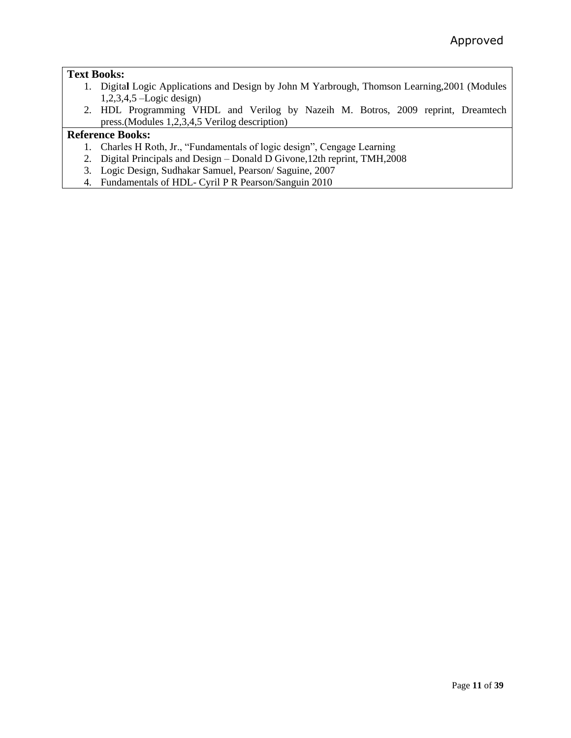**Text Books:**

1. Digital Logic Applications and Design by John M Yarbrough, Thomson Learning,2001 (Modules 1,2,3,4,5 –Logic design)
2. HDL Programming VHDL and Verilog by Nazeih M. Botros, 2009 reprint, Dreamtech press.(Modules 1,2,3,4,5 Verilog description)

**Reference Books:**

1. Charles H Roth, Jr., "Fundamentals of logic design", Cengage Learning
2. Digital Principals and Design – Donald D Givone,12th reprint, TMH,2008
3. Logic Design, Sudhakar Samuel, Pearson/ Saguine, 2007
4. Fundamentals of HDL- Cyril P R Pearson/Sanguin 2010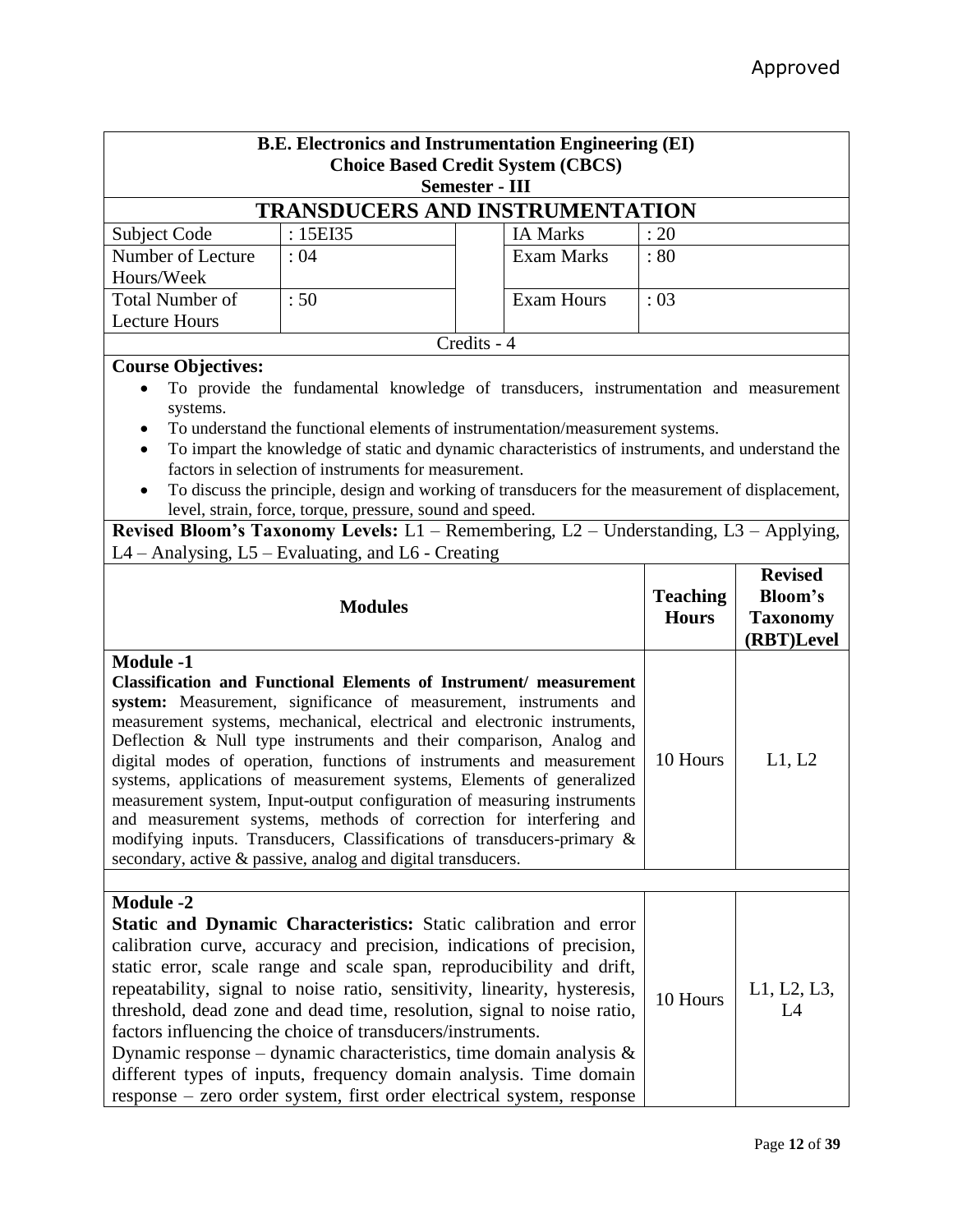Approved

**B.E. Electronics and Instrumentation Engineering (EI)**
**Choice Based Credit System (CBCS)**
**Semester - III**

# TRANSDUCERS AND INSTRUMENTATION

| Subject Code | : 15EI35 | IA Marks | : 20 |
|---|---|---|---|
| Number of Lecture Hours/Week | : 04 | Exam Marks | : 80 |
| Total Number of Lecture Hours | : 50 | Exam Hours | : 03 |

Credits - 4

**Course Objectives:**

- To provide the fundamental knowledge of transducers, instrumentation and measurement systems.
- To understand the functional elements of instrumentation/measurement systems.
- To impart the knowledge of static and dynamic characteristics of instruments, and understand the factors in selection of instruments for measurement.
- To discuss the principle, design and working of transducers for the measurement of displacement, level, strain, force, torque, pressure, sound and speed.

**Revised Bloom's Taxonomy Levels:** L1 – Remembering, L2 – Understanding, L3 – Applying, L4 – Analysing, L5 – Evaluating, and L6 - Creating

| **Modules** | **Teaching Hours** | **Revised Bloom's Taxonomy (RBT)Level** |
|---|---|---|
| **Module -1**<br>**Classification and Functional Elements of Instrument/ measurement system:** Measurement, significance of measurement, instruments and measurement systems, mechanical, electrical and electronic instruments, Deflection & Null type instruments and their comparison, Analog and digital modes of operation, functions of instruments and measurement systems, applications of measurement systems, Elements of generalized measurement system, Input-output configuration of measuring instruments and measurement systems, methods of correction for interfering and modifying inputs. Transducers, Classifications of transducers-primary & secondary, active & passive, analog and digital transducers. | 10 Hours | L1, L2 |
| | | |
| **Module -2**<br>**Static and Dynamic Characteristics:** Static calibration and error calibration curve, accuracy and precision, indications of precision, static error, scale range and scale span, reproducibility and drift, repeatability, signal to noise ratio, sensitivity, linearity, hysteresis, threshold, dead zone and dead time, resolution, signal to noise ratio, factors influencing the choice of transducers/instruments.<br>Dynamic response – dynamic characteristics, time domain analysis & different types of inputs, frequency domain analysis. Time domain response – zero order system, first order electrical system, response | 10 Hours | L1, L2, L3, L4 |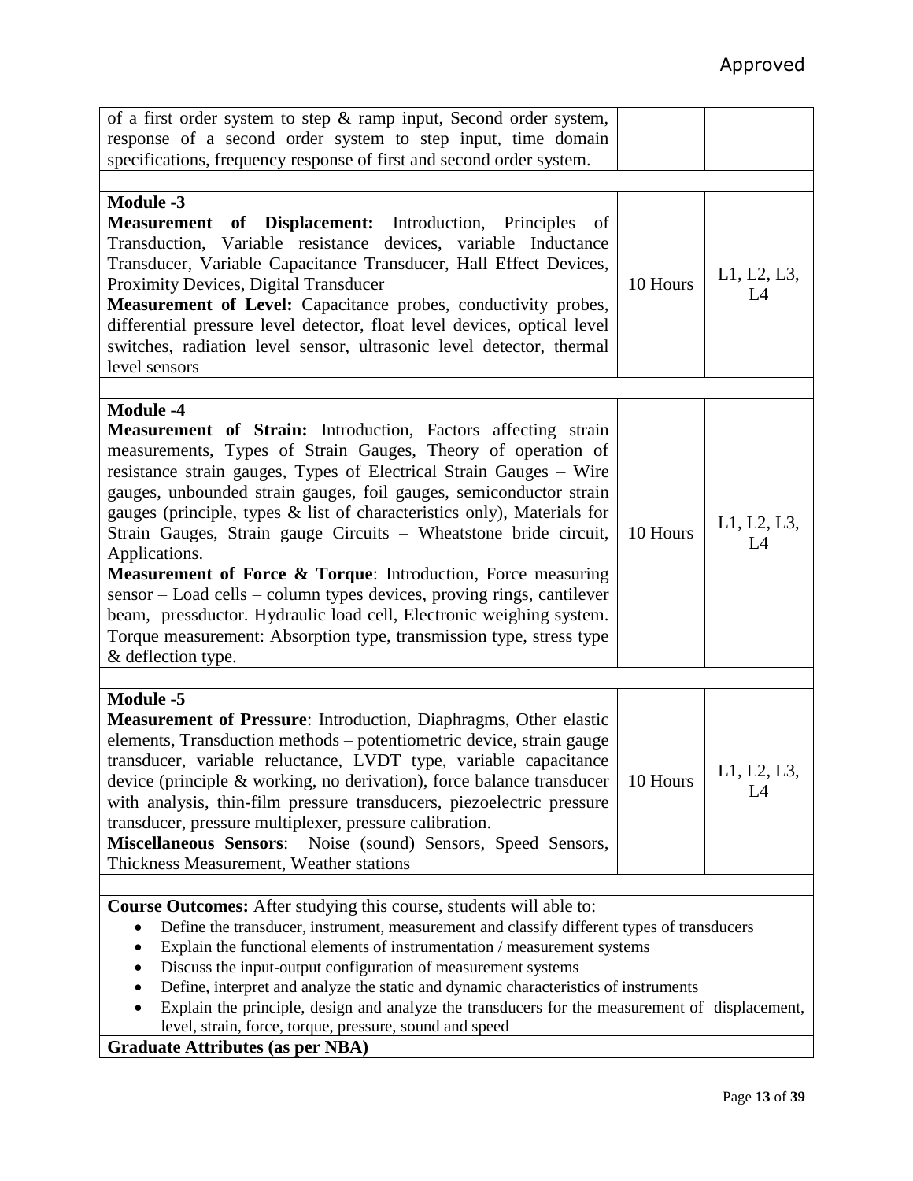Approved

| | | |
|---|---|---|
| of a first order system to step & ramp input, Second order system, response of a second order system to step input, time domain specifications, frequency response of first and second order system. | | |
| | | |
| **Module -3**<br>**Measurement of Displacement:** Introduction, Principles of Transduction, Variable resistance devices, variable Inductance Transducer, Variable Capacitance Transducer, Hall Effect Devices, Proximity Devices, Digital Transducer<br>**Measurement of Level:** Capacitance probes, conductivity probes, differential pressure level detector, float level devices, optical level switches, radiation level sensor, ultrasonic level detector, thermal level sensors | 10 Hours | L1, L2, L3, L4 |
| | | |
| **Module -4**<br>**Measurement of Strain:** Introduction, Factors affecting strain measurements, Types of Strain Gauges, Theory of operation of resistance strain gauges, Types of Electrical Strain Gauges – Wire gauges, unbounded strain gauges, foil gauges, semiconductor strain gauges (principle, types & list of characteristics only), Materials for Strain Gauges, Strain gauge Circuits – Wheatstone bride circuit, Applications.<br>**Measurement of Force & Torque**: Introduction, Force measuring sensor – Load cells – column types devices, proving rings, cantilever beam, pressductor. Hydraulic load cell, Electronic weighing system. Torque measurement: Absorption type, transmission type, stress type & deflection type. | 10 Hours | L1, L2, L3, L4 |
| | | |
| **Module -5**<br>**Measurement of Pressure**: Introduction, Diaphragms, Other elastic elements, Transduction methods – potentiometric device, strain gauge transducer, variable reluctance, LVDT type, variable capacitance device (principle & working, no derivation), force balance transducer with analysis, thin-film pressure transducers, piezoelectric pressure transducer, pressure multiplexer, pressure calibration.<br>**Miscellaneous Sensors**: Noise (sound) Sensors, Speed Sensors, Thickness Measurement, Weather stations | 10 Hours | L1, L2, L3, L4 |

**Course Outcomes:** After studying this course, students will able to:

- Define the transducer, instrument, measurement and classify different types of transducers
- Explain the functional elements of instrumentation / measurement systems
- Discuss the input-output configuration of measurement systems
- Define, interpret and analyze the static and dynamic characteristics of instruments
- Explain the principle, design and analyze the transducers for the measurement of displacement, level, strain, force, torque, pressure, sound and speed

**Graduate Attributes (as per NBA)**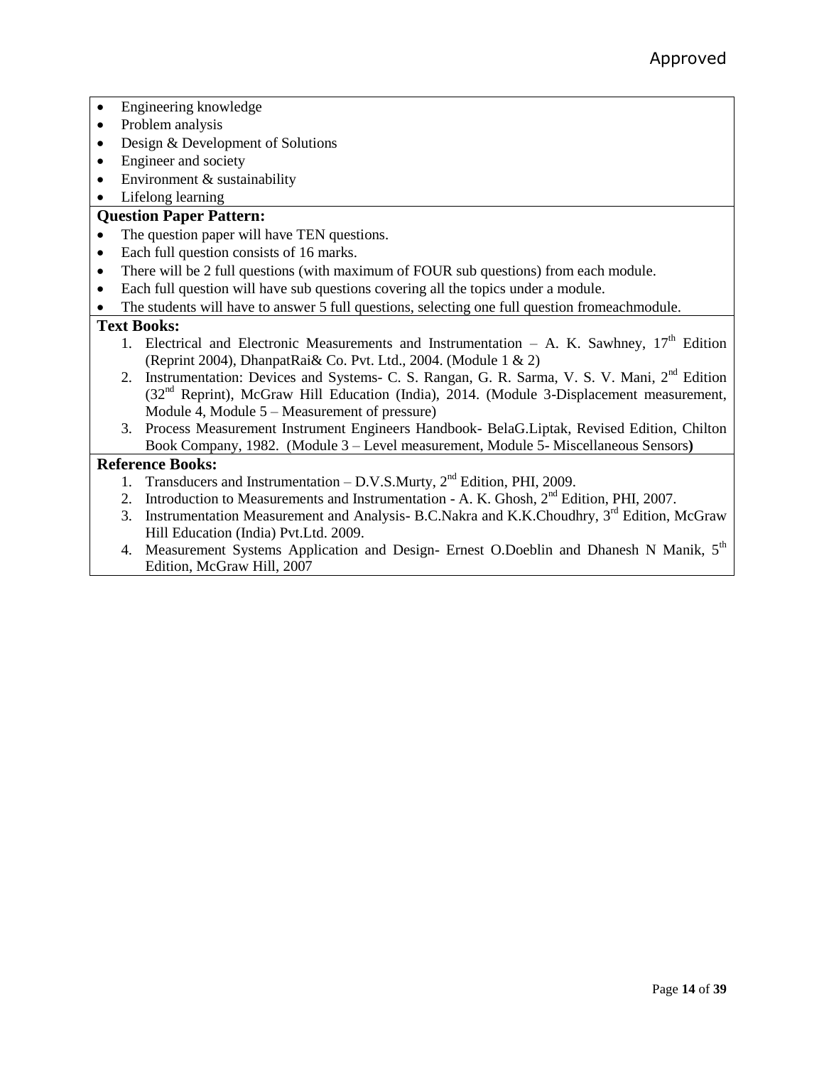- Engineering knowledge
- Problem analysis
- Design & Development of Solutions
- Engineer and society
- Environment & sustainability
- Lifelong learning

**Question Paper Pattern:**

- The question paper will have TEN questions.
- Each full question consists of 16 marks.
- There will be 2 full questions (with maximum of FOUR sub questions) from each module.
- Each full question will have sub questions covering all the topics under a module.
- The students will have to answer 5 full questions, selecting one full question fromeachmodule.

**Text Books:**

1. Electrical and Electronic Measurements and Instrumentation – A. K. Sawhney, 17th Edition (Reprint 2004), DhanpatRai& Co. Pvt. Ltd., 2004. (Module 1 & 2)
2. Instrumentation: Devices and Systems- C. S. Rangan, G. R. Sarma, V. S. V. Mani, 2nd Edition (32nd Reprint), McGraw Hill Education (India), 2014. (Module 3-Displacement measurement, Module 4, Module 5 – Measurement of pressure)
3. Process Measurement Instrument Engineers Handbook- BelaG.Liptak, Revised Edition, Chilton Book Company, 1982. (Module 3 – Level measurement, Module 5- Miscellaneous Sensors**)**

**Reference Books:**

1. Transducers and Instrumentation – D.V.S.Murty, 2nd Edition, PHI, 2009.
2. Introduction to Measurements and Instrumentation - A. K. Ghosh, 2nd Edition, PHI, 2007.
3. Instrumentation Measurement and Analysis- B.C.Nakra and K.K.Choudhry, 3rd Edition, McGraw Hill Education (India) Pvt.Ltd. 2009.
4. Measurement Systems Application and Design- Ernest O.Doeblin and Dhanesh N Manik, 5th Edition, McGraw Hill, 2007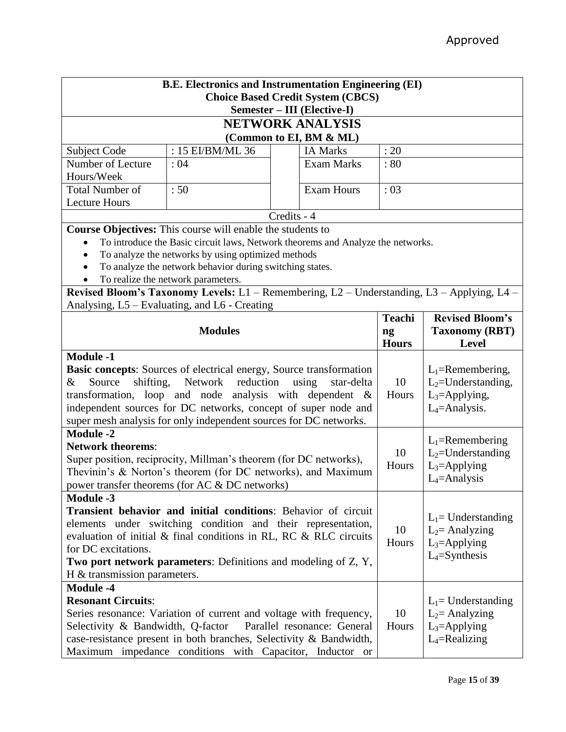Approved

| **B.E. Electronics and Instrumentation Engineering (EI)**<br>**Choice Based Credit System (CBCS)**<br>**Semester – III (Elective-I)** | | | | |
|---|---|---|---|---|
| **NETWORK ANALYSIS**<br>**(Common to EI, BM & ML)** | | | | |
| Subject Code | : 15 EI/BM/ML 36 | | IA Marks | : 20 |
| Number of Lecture Hours/Week | : 04 | | Exam Marks | : 80 |
| Total Number of Lecture Hours | : 50 | | Exam Hours | : 03 |
| Credits - 4 | | | | |

**Course Objectives:** This course will enable the students to

- To introduce the Basic circuit laws, Network theorems and Analyze the networks.
- To analyze the networks by using optimized methods
- To analyze the network behavior during switching states.
- To realize the network parameters.

**Revised Bloom's Taxonomy Levels:** L1 – Remembering, L2 – Understanding, L3 – Applying, L4 – Analysing, L5 – Evaluating, and L6 - Creating

| **Modules** | **Teaching Hours** | **Revised Bloom's Taxonomy (RBT) Level** |
|---|---|---|
| **Module -1**<br>**Basic concepts**: Sources of electrical energy, Source transformation & Source shifting, Network reduction using star-delta transformation, loop and node analysis with dependent & independent sources for DC networks, concept of super node and super mesh analysis for only independent sources for DC networks. | 10 Hours | $L_1$=Remembering,<br>$L_2$=Understanding,<br>$L_3$=Applying,<br>$L_4$=Analysis. |
| **Module -2**<br>**Network theorems**:<br>Super position, reciprocity, Millman's theorem (for DC networks), Thevinin's & Norton's theorem (for DC networks), and Maximum power transfer theorems (for AC & DC networks) | 10 Hours | $L_1$=Remembering<br>$L_2$=Understanding<br>$L_3$=Applying<br>$L_4$=Analysis |
| **Module -3**<br>**Transient behavior and initial conditions**: Behavior of circuit elements under switching condition and their representation, evaluation of initial & final conditions in RL, RC & RLC circuits for DC excitations.<br>**Two port network parameters**: Definitions and modeling of Z, Y, H & transmission parameters. | 10 Hours | $L_1$= Understanding<br>$L_2$= Analyzing<br>$L_3$=Applying<br>$L_4$=Synthesis |
| **Module -4**<br>**Resonant Circuits**:<br>Series resonance: Variation of current and voltage with frequency, Selectivity & Bandwidth, Q-factor Parallel resonance: General case-resistance present in both branches, Selectivity & Bandwidth, Maximum impedance conditions with Capacitor, Inductor or | 10 Hours | $L_1$= Understanding<br>$L_2$= Analyzing<br>$L_3$=Applying<br>$L_4$=Realizing |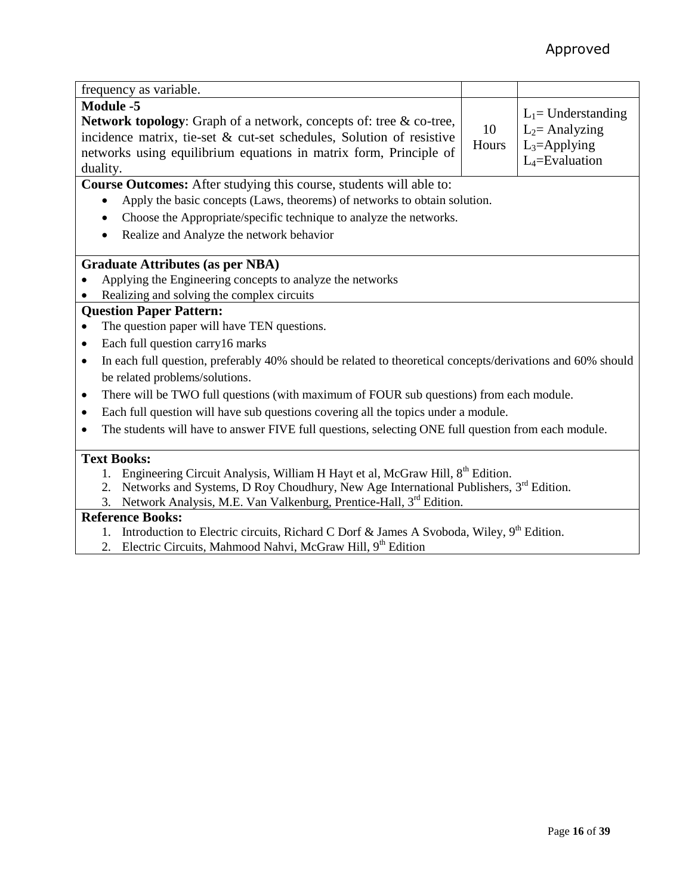| | | |
|---|---|---|
| frequency as variable. | | |
| **Module -5**<br>**Network topology**: Graph of a network, concepts of: tree & co-tree, incidence matrix, tie-set & cut-set schedules, Solution of resistive networks using equilibrium equations in matrix form, Principle of duality. | 10 Hours | $L_1$= Understanding<br>$L_2$= Analyzing<br>$L_3$=Applying<br>$L_4$=Evaluation |

**Course Outcomes:** After studying this course, students will able to:

- Apply the basic concepts (Laws, theorems) of networks to obtain solution.
- Choose the Appropriate/specific technique to analyze the networks.
- Realize and Analyze the network behavior

**Graduate Attributes (as per NBA)**

- Applying the Engineering concepts to analyze the networks
- Realizing and solving the complex circuits

**Question Paper Pattern:**

- The question paper will have TEN questions.
- Each full question carry16 marks
- In each full question, preferably 40% should be related to theoretical concepts/derivations and 60% should be related problems/solutions.
- There will be TWO full questions (with maximum of FOUR sub questions) from each module.
- Each full question will have sub questions covering all the topics under a module.
- The students will have to answer FIVE full questions, selecting ONE full question from each module.

**Text Books:**

1. Engineering Circuit Analysis, William H Hayt et al, McGraw Hill, 8th Edition.
2. Networks and Systems, D Roy Choudhury, New Age International Publishers, 3rd Edition.
3. Network Analysis, M.E. Van Valkenburg, Prentice-Hall, 3rd Edition.

**Reference Books:**

1. Introduction to Electric circuits, Richard C Dorf & James A Svoboda, Wiley, 9th Edition.
2. Electric Circuits, Mahmood Nahvi, McGraw Hill, 9th Edition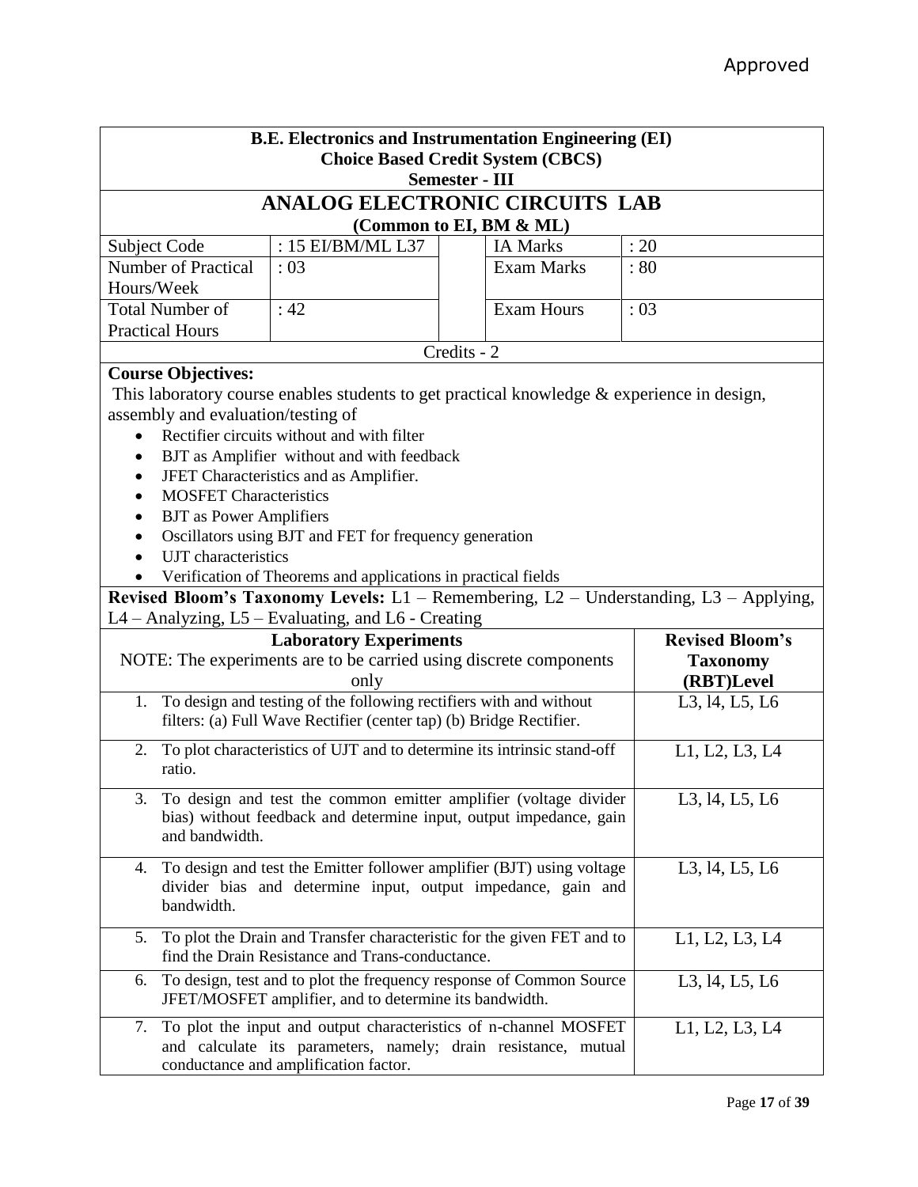Approved

**B.E. Electronics and Instrumentation Engineering (EI)**
**Choice Based Credit System (CBCS)**
**Semester - III**

# ANALOG ELECTRONIC CIRCUITS LAB

**(Common to EI, BM & ML)**

| Subject Code | : 15 EI/BM/ML L37 | | IA Marks | : 20 |
|---|---|---|---|---|
| Number of Practical Hours/Week | : 03 | | Exam Marks | : 80 |
| Total Number of Practical Hours | : 42 | | Exam Hours | : 03 |

Credits - 2

**Course Objectives:**

This laboratory course enables students to get practical knowledge & experience in design, assembly and evaluation/testing of

- Rectifier circuits without and with filter
- BJT as Amplifier without and with feedback
- JFET Characteristics and as Amplifier.
- MOSFET Characteristics
- BJT as Power Amplifiers
- Oscillators using BJT and FET for frequency generation
- UJT characteristics
- Verification of Theorems and applications in practical fields

**Revised Bloom's Taxonomy Levels:** L1 – Remembering, L2 – Understanding, L3 – Applying, L4 – Analyzing, L5 – Evaluating, and L6 - Creating

| **Laboratory Experiments** NOTE: The experiments are to be carried using discrete components only | **Revised Bloom's Taxonomy (RBT)Level** |
|---|---|
| 1. To design and testing of the following rectifiers with and without filters: (a) Full Wave Rectifier (center tap) (b) Bridge Rectifier. | L3, l4, L5, L6 |
| 2. To plot characteristics of UJT and to determine its intrinsic stand-off ratio. | L1, L2, L3, L4 |
| 3. To design and test the common emitter amplifier (voltage divider bias) without feedback and determine input, output impedance, gain and bandwidth. | L3, l4, L5, L6 |
| 4. To design and test the Emitter follower amplifier (BJT) using voltage divider bias and determine input, output impedance, gain and bandwidth. | L3, l4, L5, L6 |
| 5. To plot the Drain and Transfer characteristic for the given FET and to find the Drain Resistance and Trans-conductance. | L1, L2, L3, L4 |
| 6. To design, test and to plot the frequency response of Common Source JFET/MOSFET amplifier, and to determine its bandwidth. | L3, l4, L5, L6 |
| 7. To plot the input and output characteristics of n-channel MOSFET and calculate its parameters, namely; drain resistance, mutual conductance and amplification factor. | L1, L2, L3, L4 |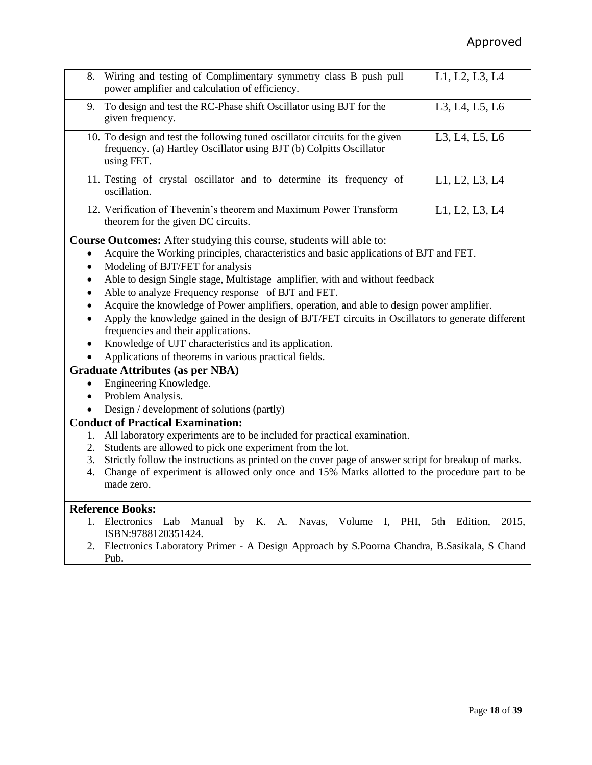| | |
|---|---|
| 8. Wiring and testing of Complimentary symmetry class B push pull power amplifier and calculation of efficiency. | L1, L2, L3, L4 |
| 9. To design and test the RC-Phase shift Oscillator using BJT for the given frequency. | L3, L4, L5, L6 |
| 10. To design and test the following tuned oscillator circuits for the given frequency. (a) Hartley Oscillator using BJT (b) Colpitts Oscillator using FET. | L3, L4, L5, L6 |
| 11. Testing of crystal oscillator and to determine its frequency of oscillation. | L1, L2, L3, L4 |
| 12. Verification of Thevenin's theorem and Maximum Power Transform theorem for the given DC circuits. | L1, L2, L3, L4 |

**Course Outcomes:** After studying this course, students will able to:

- Acquire the Working principles, characteristics and basic applications of BJT and FET.
- Modeling of BJT/FET for analysis
- Able to design Single stage, Multistage amplifier, with and without feedback
- Able to analyze Frequency response of BJT and FET.
- Acquire the knowledge of Power amplifiers, operation, and able to design power amplifier.
- Apply the knowledge gained in the design of BJT/FET circuits in Oscillators to generate different frequencies and their applications.
- Knowledge of UJT characteristics and its application.
- Applications of theorems in various practical fields.

**Graduate Attributes (as per NBA)**

- Engineering Knowledge.
- Problem Analysis.
- Design / development of solutions (partly)

**Conduct of Practical Examination:**

1. All laboratory experiments are to be included for practical examination.
2. Students are allowed to pick one experiment from the lot.
3. Strictly follow the instructions as printed on the cover page of answer script for breakup of marks.
4. Change of experiment is allowed only once and 15% Marks allotted to the procedure part to be made zero.

**Reference Books:**

1. Electronics Lab Manual by K. A. Navas, Volume I, PHI, 5th Edition, 2015, ISBN:9788120351424.
2. Electronics Laboratory Primer - A Design Approach by S.Poorna Chandra, B.Sasikala, S Chand Pub.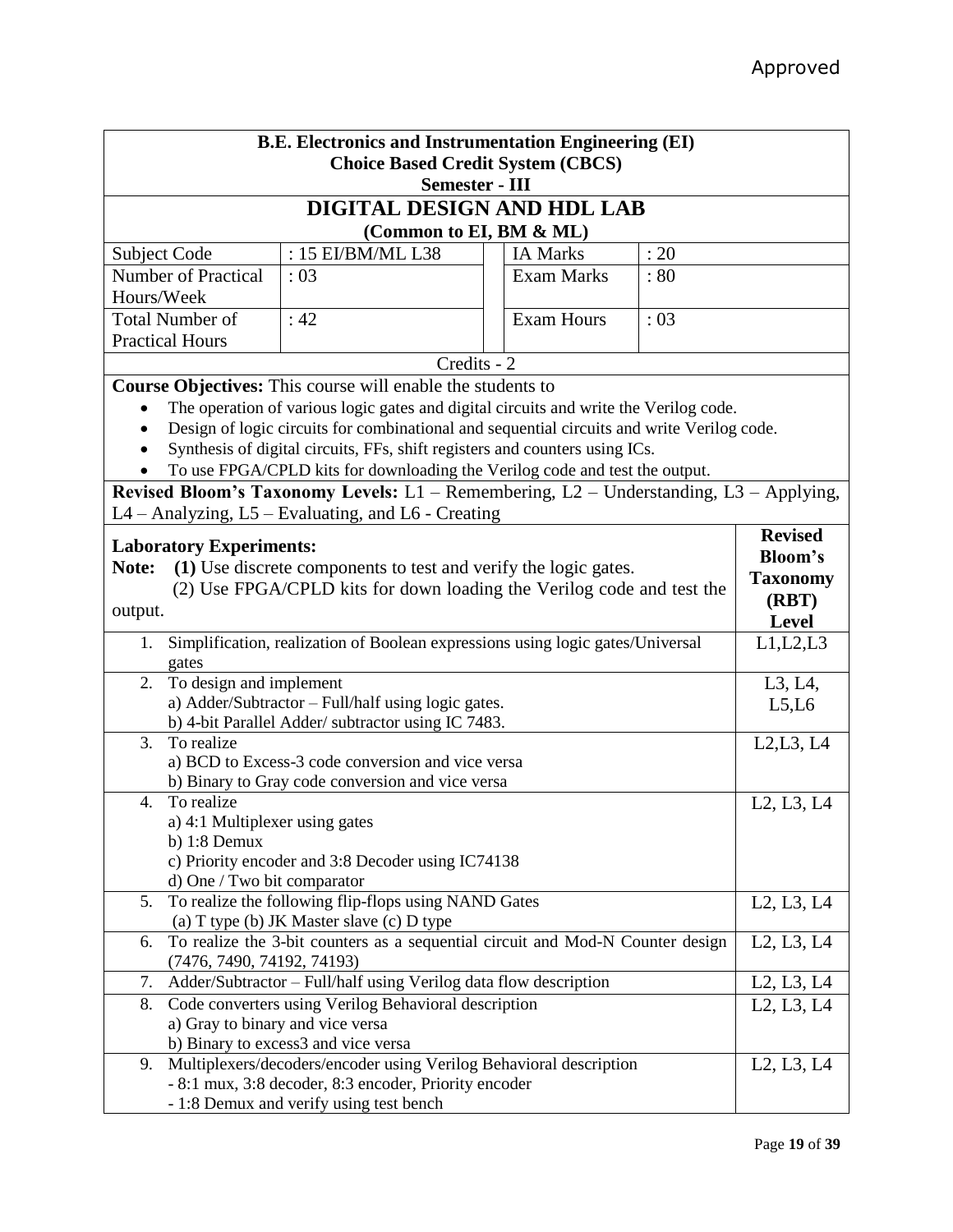Approved

**B.E. Electronics and Instrumentation Engineering (EI)**
**Choice Based Credit System (CBCS)**
**Semester - III**

# DIGITAL DESIGN AND HDL LAB

**(Common to EI, BM & ML)**

| | | | |
|---|---|---|---|
| Subject Code | : 15 EI/BM/ML L38 | IA Marks | : 20 |
| Number of Practical Hours/Week | : 03 | Exam Marks | : 80 |
| Total Number of Practical Hours | : 42 | Exam Hours | : 03 |

Credits - 2

**Course Objectives:** This course will enable the students to

- The operation of various logic gates and digital circuits and write the Verilog code.
- Design of logic circuits for combinational and sequential circuits and write Verilog code.
- Synthesis of digital circuits, FFs, shift registers and counters using ICs.
- To use FPGA/CPLD kits for downloading the Verilog code and test the output.

**Revised Bloom's Taxonomy Levels:** L1 – Remembering, L2 – Understanding, L3 – Applying, L4 – Analyzing, L5 – Evaluating, and L6 - Creating

| **Laboratory Experiments:**<br>**Note:** **(1)** Use discrete components to test and verify the logic gates.<br>(2) Use FPGA/CPLD kits for down loading the Verilog code and test the output. | **Revised Bloom's Taxonomy (RBT) Level** |
|---|---|
| 1. Simplification, realization of Boolean expressions using logic gates/Universal gates | L1,L2,L3 |
| 2. To design and implement<br>a) Adder/Subtractor – Full/half using logic gates.<br>b) 4-bit Parallel Adder/ subtractor using IC 7483. | L3, L4, L5,L6 |
| 3. To realize<br>a) BCD to Excess-3 code conversion and vice versa<br>b) Binary to Gray code conversion and vice versa | L2,L3, L4 |
| 4. To realize<br>a) 4:1 Multiplexer using gates<br>b) 1:8 Demux<br>c) Priority encoder and 3:8 Decoder using IC74138<br>d) One / Two bit comparator | L2, L3, L4 |
| 5. To realize the following flip-flops using NAND Gates<br>(a) T type (b) JK Master slave (c) D type | L2, L3, L4 |
| 6. To realize the 3-bit counters as a sequential circuit and Mod-N Counter design (7476, 7490, 74192, 74193) | L2, L3, L4 |
| 7. Adder/Subtractor – Full/half using Verilog data flow description | L2, L3, L4 |
| 8. Code converters using Verilog Behavioral description<br>a) Gray to binary and vice versa<br>b) Binary to excess3 and vice versa | L2, L3, L4 |
| 9. Multiplexers/decoders/encoder using Verilog Behavioral description<br>- 8:1 mux, 3:8 decoder, 8:3 encoder, Priority encoder<br>- 1:8 Demux and verify using test bench | L2, L3, L4 |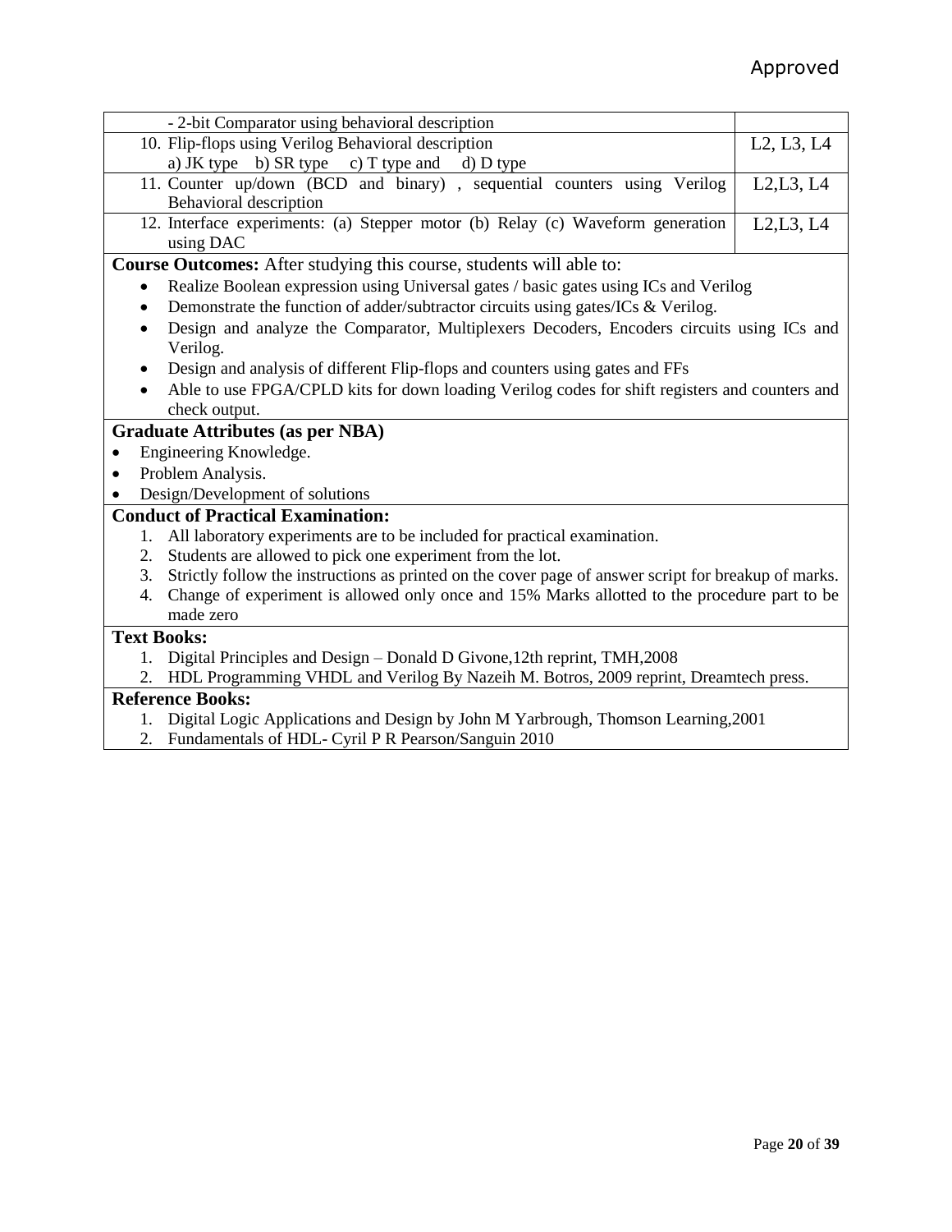| | |
|---|---|
| - 2-bit Comparator using behavioral description | |
| 10. Flip-flops using Verilog Behavioral description<br>a) JK type b) SR type c) T type and d) D type | L2, L3, L4 |
| 11. Counter up/down (BCD and binary) , sequential counters using Verilog Behavioral description | L2,L3, L4 |
| 12. Interface experiments: (a) Stepper motor (b) Relay (c) Waveform generation using DAC | L2,L3, L4 |

**Course Outcomes:** After studying this course, students will able to:

- Realize Boolean expression using Universal gates / basic gates using ICs and Verilog
- Demonstrate the function of adder/subtractor circuits using gates/ICs & Verilog.
- Design and analyze the Comparator, Multiplexers Decoders, Encoders circuits using ICs and Verilog.
- Design and analysis of different Flip-flops and counters using gates and FFs
- Able to use FPGA/CPLD kits for down loading Verilog codes for shift registers and counters and check output.

**Graduate Attributes (as per NBA)**

- Engineering Knowledge.
- Problem Analysis.
- Design/Development of solutions

**Conduct of Practical Examination:**

1. All laboratory experiments are to be included for practical examination.
2. Students are allowed to pick one experiment from the lot.
3. Strictly follow the instructions as printed on the cover page of answer script for breakup of marks.
4. Change of experiment is allowed only once and 15% Marks allotted to the procedure part to be made zero

**Text Books:**

1. Digital Principles and Design – Donald D Givone,12th reprint, TMH,2008
2. HDL Programming VHDL and Verilog By Nazeih M. Botros, 2009 reprint, Dreamtech press.

**Reference Books:**

1. Digital Logic Applications and Design by John M Yarbrough, Thomson Learning,2001
2. Fundamentals of HDL- Cyril P R Pearson/Sanguin 2010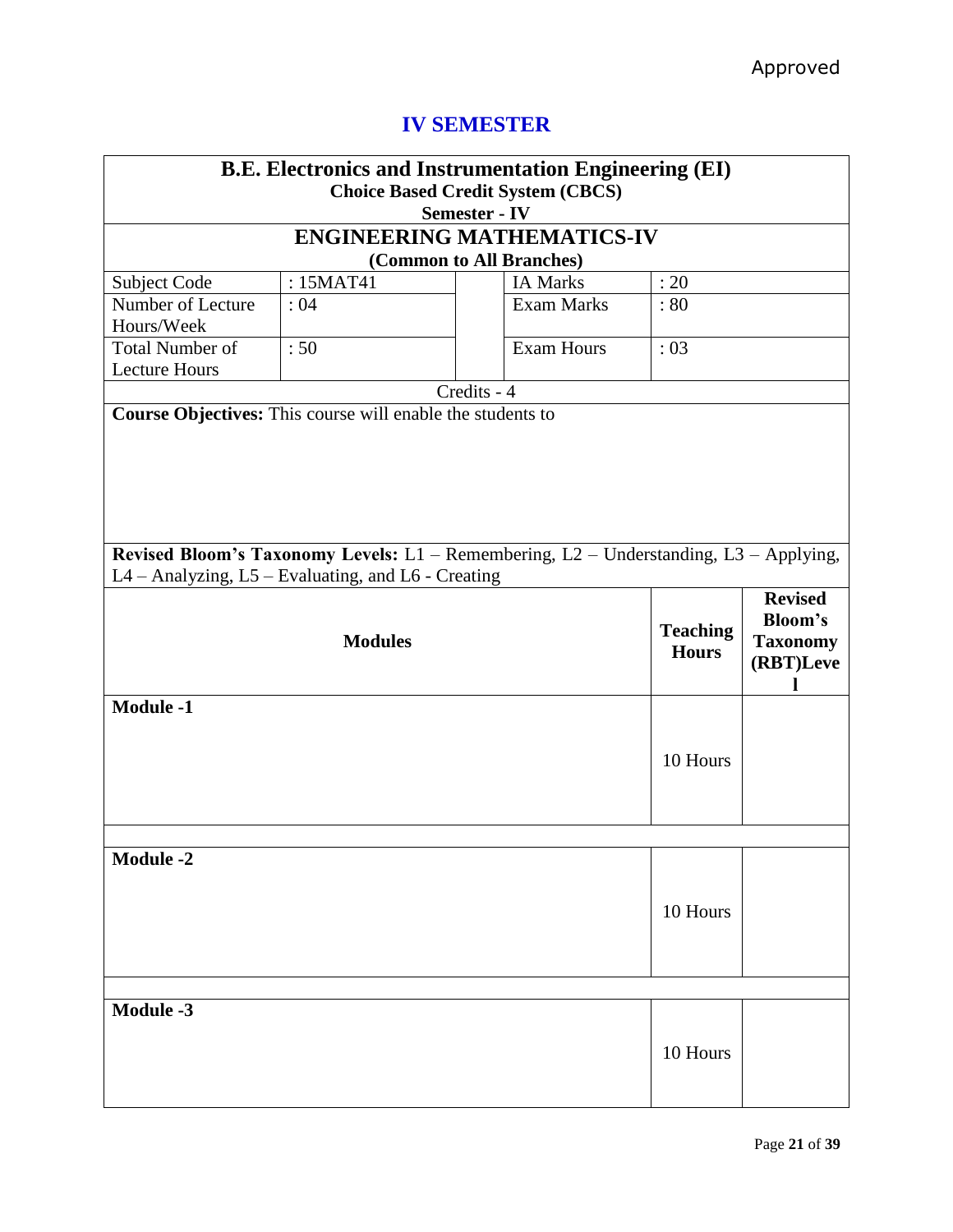Approved

# IV SEMESTER

| B.E. Electronics and Instrumentation Engineering (EI)<br>Choice Based Credit System (CBCS)<br>Semester - IV | | | | |
|---|---|---|---|---|
| **ENGINEERING MATHEMATICS-IV**<br>**(Common to All Branches)** | | | | |
| Subject Code | : 15MAT41 | | IA Marks | : 20 |
| Number of Lecture Hours/Week | : 04 | | Exam Marks | : 80 |
| Total Number of Lecture Hours | : 50 | | Exam Hours | : 03 |
| Credits - 4 | | | | |

**Course Objectives:** This course will enable the students to

**Revised Bloom's Taxonomy Levels:** L1 – Remembering, L2 – Understanding, L3 – Applying, L4 – Analyzing, L5 – Evaluating, and L6 - Creating

| Modules | Teaching Hours | Revised Bloom's Taxonomy (RBT)Level |
|---|---|---|
| **Module -1** | 10 Hours | |
| **Module -2** | 10 Hours | |
| **Module -3** | 10 Hours | |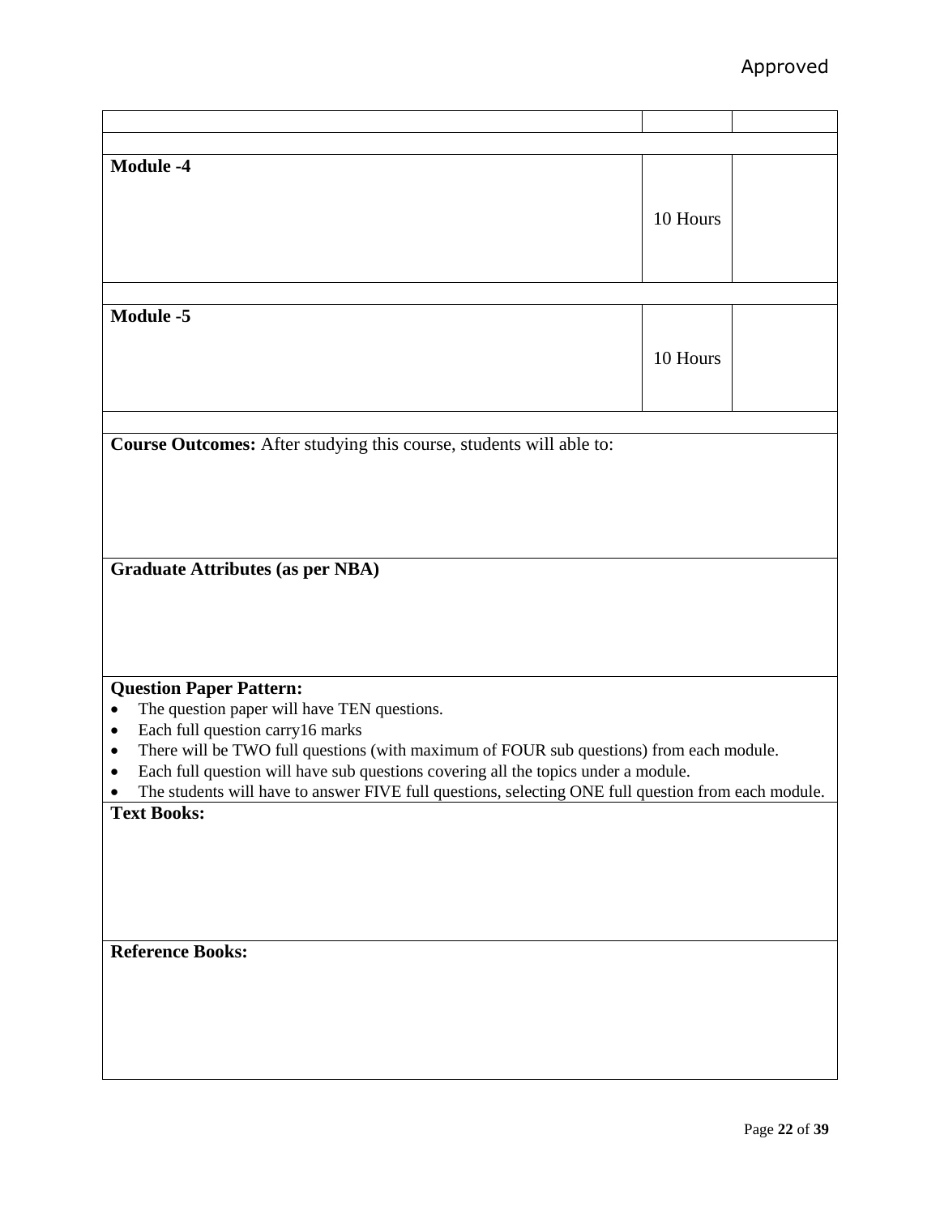| | | |
|---|---|---|
| | | |
| **Module -4** | 10 Hours | |
| | | |
| **Module -5** | 10 Hours | |
| | | |

**Course Outcomes:** After studying this course, students will able to:

**Graduate Attributes (as per NBA)**

**Question Paper Pattern:**

- The question paper will have TEN questions.
- Each full question carry16 marks
- There will be TWO full questions (with maximum of FOUR sub questions) from each module.
- Each full question will have sub questions covering all the topics under a module.
- The students will have to answer FIVE full questions, selecting ONE full question from each module.

**Text Books:**

**Reference Books:**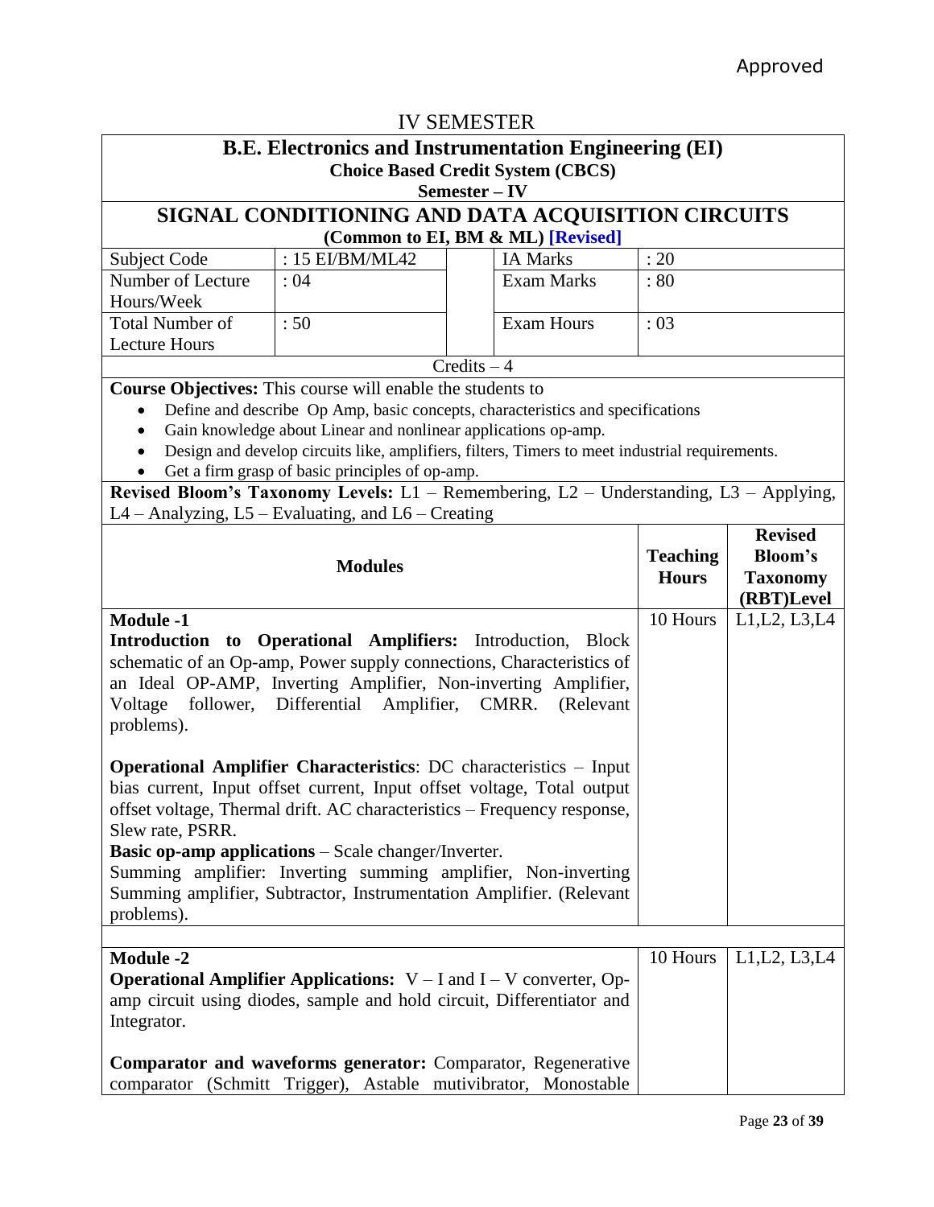Approved

IV SEMESTER

## B.E. Electronics and Instrumentation Engineering (EI)

**Choice Based Credit System (CBCS)**

**Semester – IV**

## SIGNAL CONDITIONING AND DATA ACQUISITION CIRCUITS

**(Common to EI, BM & ML) [Revised]**

| Subject Code | : 15 EI/BM/ML42 | IA Marks | : 20 |
|---|---|---|---|
| Number of Lecture Hours/Week | : 04 | Exam Marks | : 80 |
| Total Number of Lecture Hours | : 50 | Exam Hours | : 03 |

Credits – 4

**Course Objectives:** This course will enable the students to

- Define and describe Op Amp, basic concepts, characteristics and specifications
- Gain knowledge about Linear and nonlinear applications op-amp.
- Design and develop circuits like, amplifiers, filters, Timers to meet industrial requirements.
- Get a firm grasp of basic principles of op-amp.

**Revised Bloom's Taxonomy Levels:** L1 – Remembering, L2 – Understanding, L3 – Applying, L4 – Analyzing, L5 – Evaluating, and L6 – Creating

| Modules | Teaching Hours | Revised Bloom's Taxonomy (RBT)Level |
|---|---|---|
| **Module -1**<br>**Introduction to Operational Amplifiers:** Introduction, Block schematic of an Op-amp, Power supply connections, Characteristics of an Ideal OP-AMP, Inverting Amplifier, Non-inverting Amplifier, Voltage follower, Differential Amplifier, CMRR. (Relevant problems).<br><br>**Operational Amplifier Characteristics**: DC characteristics – Input bias current, Input offset current, Input offset voltage, Total output offset voltage, Thermal drift. AC characteristics – Frequency response, Slew rate, PSRR.<br>**Basic op-amp applications** – Scale changer/Inverter.<br>Summing amplifier: Inverting summing amplifier, Non-inverting Summing amplifier, Subtractor, Instrumentation Amplifier. (Relevant problems). | 10 Hours | L1,L2, L3,L4 |
| **Module -2**<br>**Operational Amplifier Applications:** V – I and I – V converter, Op-amp circuit using diodes, sample and hold circuit, Differentiator and Integrator.<br><br>**Comparator and waveforms generator:** Comparator, Regenerative comparator (Schmitt Trigger), Astable mutivibrator, Monostable | 10 Hours | L1,L2, L3,L4 |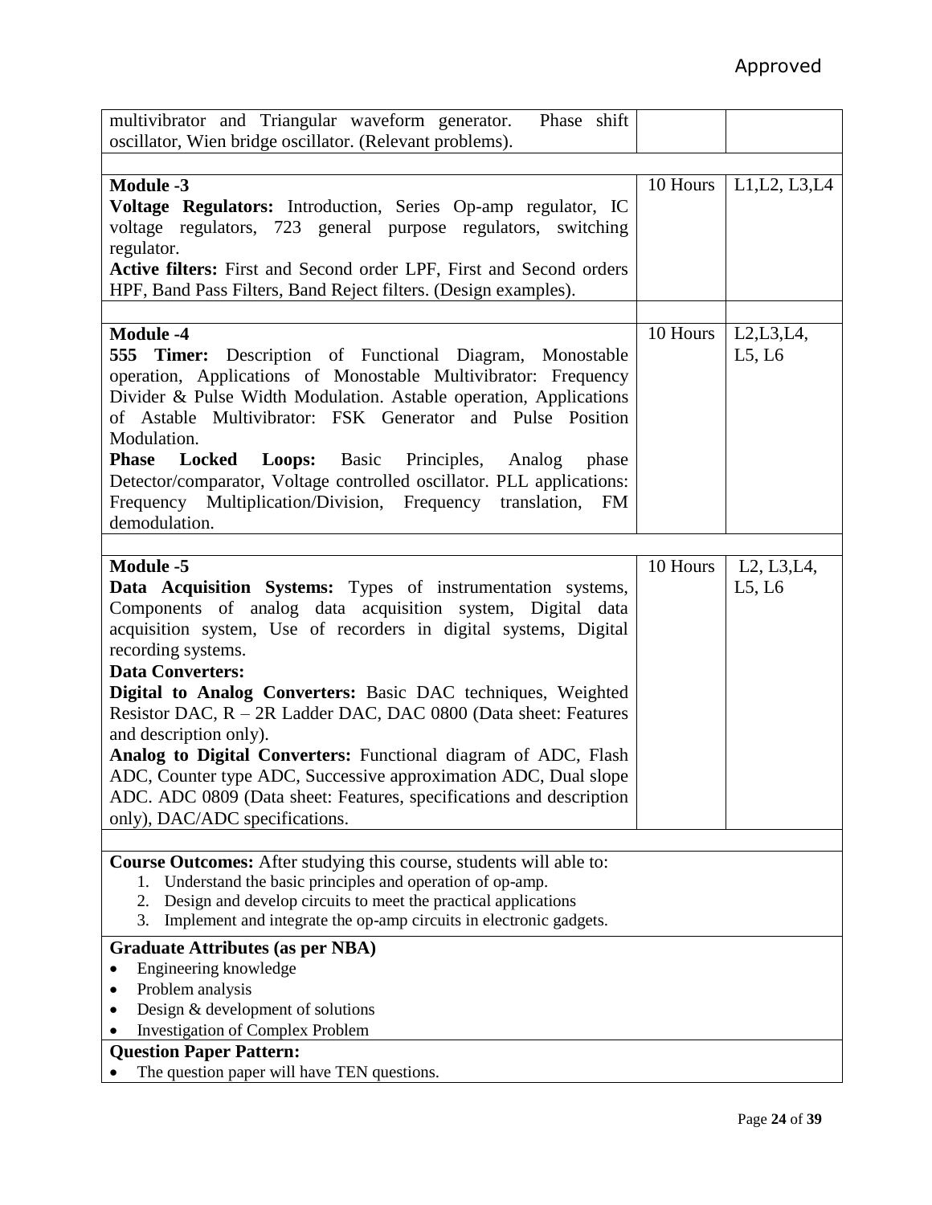Approved

| | | |
|---|---|---|
| multivibrator and Triangular waveform generator. Phase shift oscillator, Wien bridge oscillator. (Relevant problems). | | |
| | | |
| **Module -3**<br>**Voltage Regulators:** Introduction, Series Op-amp regulator, IC voltage regulators, 723 general purpose regulators, switching regulator.<br>**Active filters:** First and Second order LPF, First and Second orders HPF, Band Pass Filters, Band Reject filters. (Design examples). | 10 Hours | L1,L2, L3,L4 |
| | | |
| **Module -4**<br>**555 Timer:** Description of Functional Diagram, Monostable operation, Applications of Monostable Multivibrator: Frequency Divider & Pulse Width Modulation. Astable operation, Applications of Astable Multivibrator: FSK Generator and Pulse Position Modulation.<br>**Phase Locked Loops:** Basic Principles, Analog phase Detector/comparator, Voltage controlled oscillator. PLL applications: Frequency Multiplication/Division, Frequency translation, FM demodulation. | 10 Hours | L2,L3,L4, L5, L6 |
| | | |
| **Module -5**<br>**Data Acquisition Systems:** Types of instrumentation systems, Components of analog data acquisition system, Digital data acquisition system, Use of recorders in digital systems, Digital recording systems.<br>**Data Converters:**<br>**Digital to Analog Converters:** Basic DAC techniques, Weighted Resistor DAC, R – 2R Ladder DAC, DAC 0800 (Data sheet: Features and description only).<br>**Analog to Digital Converters:** Functional diagram of ADC, Flash ADC, Counter type ADC, Successive approximation ADC, Dual slope ADC. ADC 0809 (Data sheet: Features, specifications and description only), DAC/ADC specifications. | 10 Hours | L2, L3,L4, L5, L6 |

**Course Outcomes:** After studying this course, students will able to:

1. Understand the basic principles and operation of op-amp.
2. Design and develop circuits to meet the practical applications
3. Implement and integrate the op-amp circuits in electronic gadgets.

**Graduate Attributes (as per NBA)**

- Engineering knowledge
- Problem analysis
- Design & development of solutions
- Investigation of Complex Problem

**Question Paper Pattern:**

- The question paper will have TEN questions.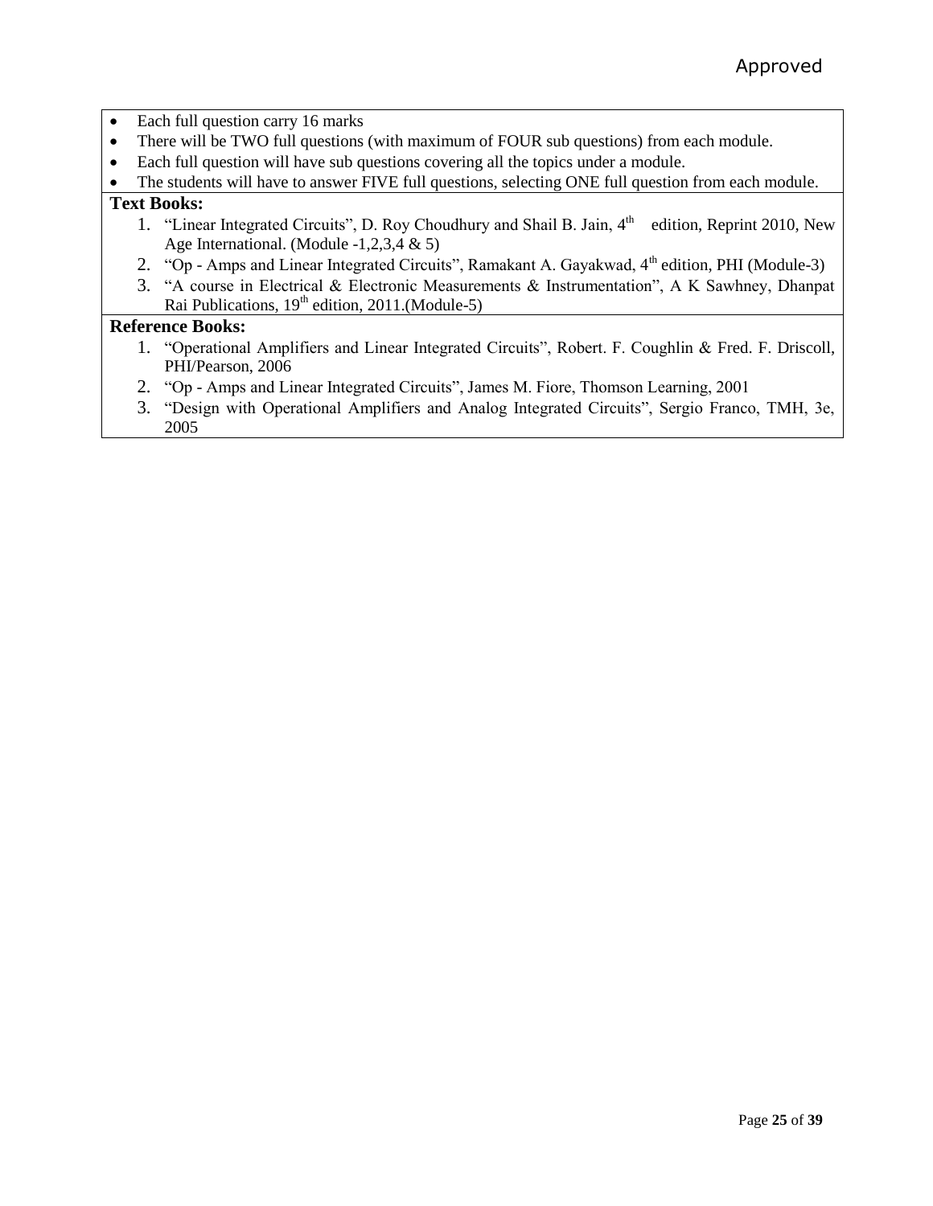- Each full question carry 16 marks
- There will be TWO full questions (with maximum of FOUR sub questions) from each module.
- Each full question will have sub questions covering all the topics under a module.
- The students will have to answer FIVE full questions, selecting ONE full question from each module.

**Text Books:**

1. "Linear Integrated Circuits", D. Roy Choudhury and Shail B. Jain, 4th edition, Reprint 2010, New Age International. (Module -1,2,3,4 & 5)
2. "Op - Amps and Linear Integrated Circuits", Ramakant A. Gayakwad, 4th edition, PHI (Module-3)
3. "A course in Electrical & Electronic Measurements & Instrumentation", A K Sawhney, Dhanpat Rai Publications, 19th edition, 2011.(Module-5)

**Reference Books:**

1. "Operational Amplifiers and Linear Integrated Circuits", Robert. F. Coughlin & Fred. F. Driscoll, PHI/Pearson, 2006
2. "Op - Amps and Linear Integrated Circuits", James M. Fiore, Thomson Learning, 2001
3. "Design with Operational Amplifiers and Analog Integrated Circuits", Sergio Franco, TMH, 3e, 2005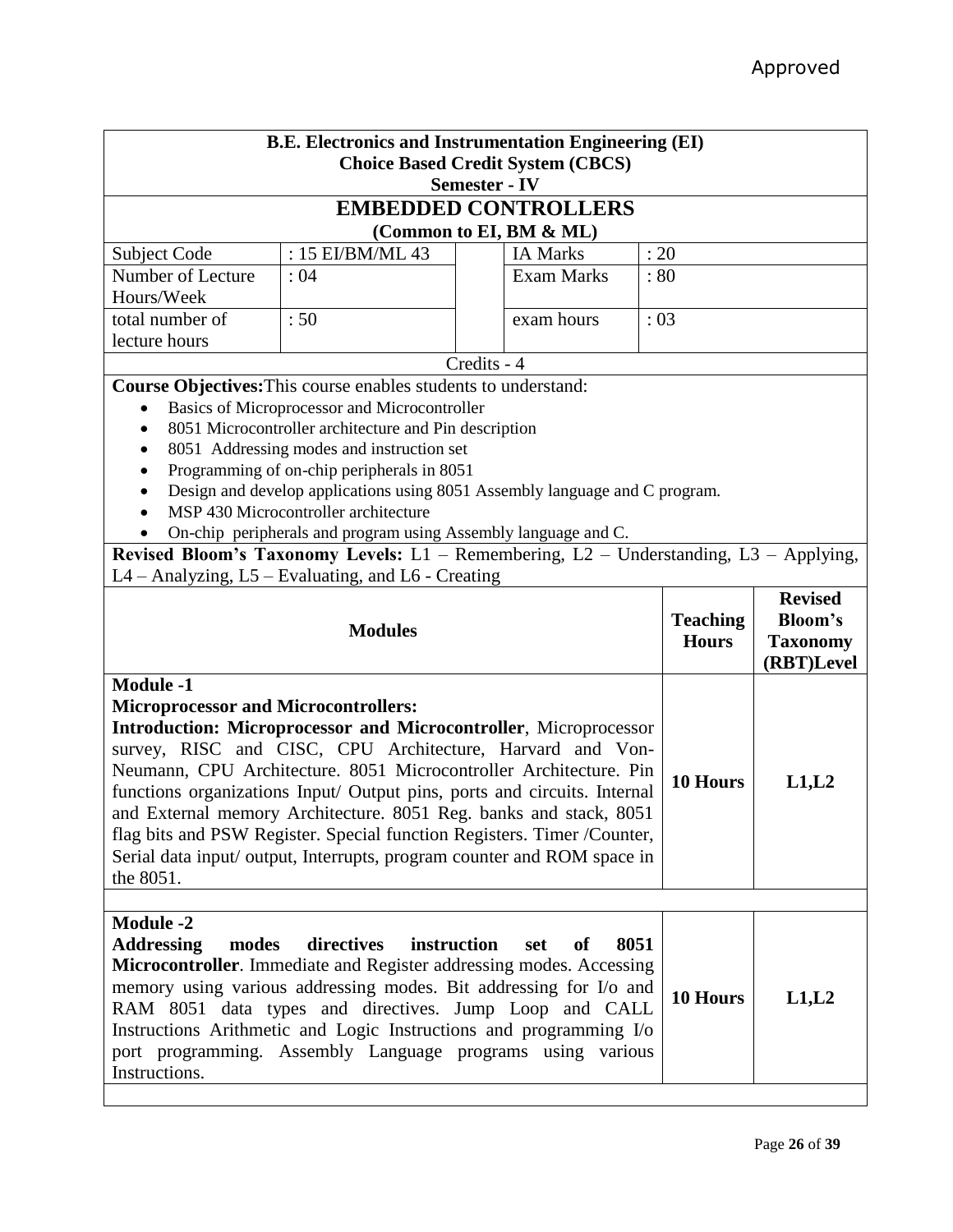Approved

**B.E. Electronics and Instrumentation Engineering (EI)**
**Choice Based Credit System (CBCS)**
**Semester - IV**

# EMBEDDED CONTROLLERS

**(Common to EI, BM & ML)**

| | | | |
|---|---|---|---|
| Subject Code | : 15 EI/BM/ML 43 | IA Marks | : 20 |
| Number of Lecture Hours/Week | : 04 | Exam Marks | : 80 |
| total number of lecture hours | : 50 | exam hours | : 03 |

Credits - 4

**Course Objectives:** This course enables students to understand:

- Basics of Microprocessor and Microcontroller
- 8051 Microcontroller architecture and Pin description
- 8051 Addressing modes and instruction set
- Programming of on-chip peripherals in 8051
- Design and develop applications using 8051 Assembly language and C program.
- MSP 430 Microcontroller architecture
- On-chip peripherals and program using Assembly language and C.

**Revised Bloom's Taxonomy Levels:** L1 – Remembering, L2 – Understanding, L3 – Applying, L4 – Analyzing, L5 – Evaluating, and L6 - Creating

| Modules | Teaching Hours | Revised Bloom's Taxonomy (RBT)Level |
|---|---|---|
| **Module -1**<br>**Microprocessor and Microcontrollers:**<br>**Introduction: Microprocessor and Microcontroller**, Microprocessor survey, RISC and CISC, CPU Architecture, Harvard and Von-Neumann, CPU Architecture. 8051 Microcontroller Architecture. Pin functions organizations Input/ Output pins, ports and circuits. Internal and External memory Architecture. 8051 Reg. banks and stack, 8051 flag bits and PSW Register. Special function Registers. Timer /Counter, Serial data input/ output, Interrupts, program counter and ROM space in the 8051. | **10 Hours** | **L1,L2** |
| **Module -2**<br>**Addressing modes directives instruction set of 8051 Microcontroller**. Immediate and Register addressing modes. Accessing memory using various addressing modes. Bit addressing for I/o and RAM 8051 data types and directives. Jump Loop and CALL Instructions Arithmetic and Logic Instructions and programming I/o port programming. Assembly Language programs using various Instructions. | **10 Hours** | **L1,L2** |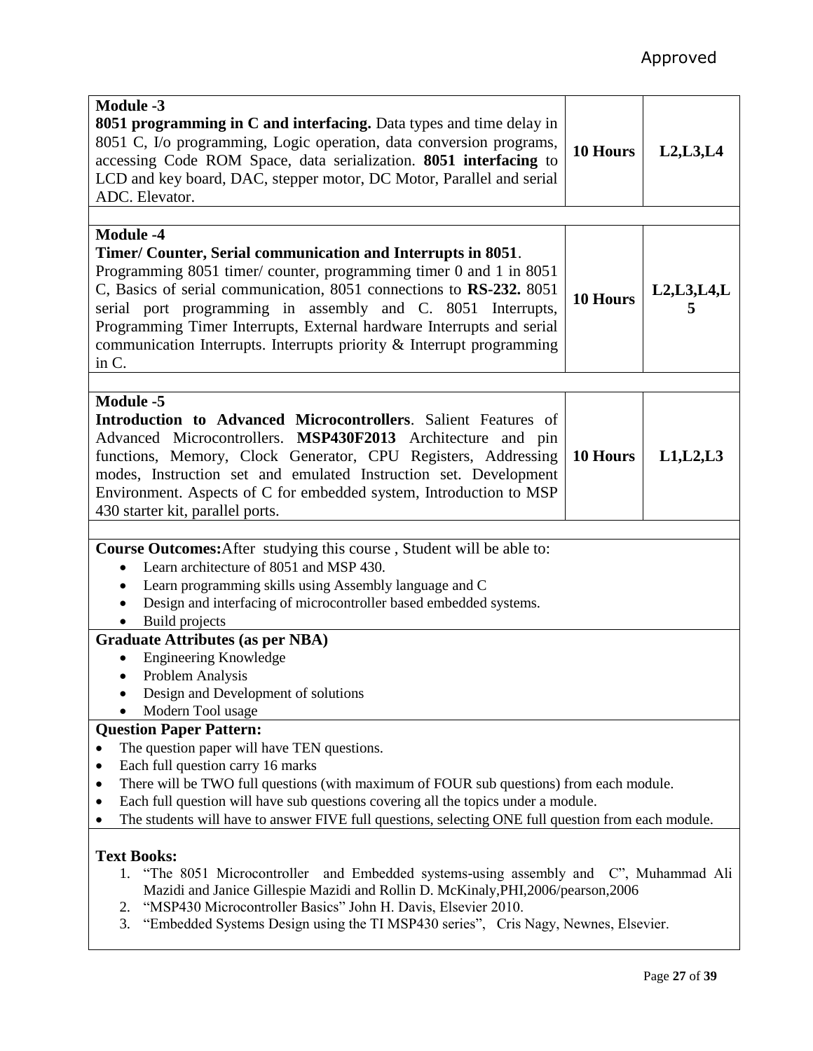Approved

| | | |
|---|---|---|
| **Module -3**<br>**8051 programming in C and interfacing.** Data types and time delay in 8051 C, I/o programming, Logic operation, data conversion programs, accessing Code ROM Space, data serialization. **8051 interfacing** to LCD and key board, DAC, stepper motor, DC Motor, Parallel and serial ADC. Elevator. | **10 Hours** | **L2,L3,L4** |
| **Module -4**<br>**Timer/ Counter, Serial communication and Interrupts in 8051**. Programming 8051 timer/ counter, programming timer 0 and 1 in 8051 C, Basics of serial communication, 8051 connections to **RS-232.** 8051 serial port programming in assembly and C. 8051 Interrupts, Programming Timer Interrupts, External hardware Interrupts and serial communication Interrupts. Interrupts priority & Interrupt programming in C. | **10 Hours** | **L2,L3,L4,L5** |
| **Module -5**<br>**Introduction to Advanced Microcontrollers**. Salient Features of Advanced Microcontrollers. **MSP430F2013** Architecture and pin functions, Memory, Clock Generator, CPU Registers, Addressing modes, Instruction set and emulated Instruction set. Development Environment. Aspects of C for embedded system, Introduction to MSP 430 starter kit, parallel ports. | **10 Hours** | **L1,L2,L3** |

**Course Outcomes:** After studying this course , Student will be able to:

- Learn architecture of 8051 and MSP 430.
- Learn programming skills using Assembly language and C
- Design and interfacing of microcontroller based embedded systems.
- Build projects

**Graduate Attributes (as per NBA)**

- Engineering Knowledge
- Problem Analysis
- Design and Development of solutions
- Modern Tool usage

**Question Paper Pattern:**

- The question paper will have TEN questions.
- Each full question carry 16 marks
- There will be TWO full questions (with maximum of FOUR sub questions) from each module.
- Each full question will have sub questions covering all the topics under a module.
- The students will have to answer FIVE full questions, selecting ONE full question from each module.

**Text Books:**

1. "The 8051 Microcontroller and Embedded systems-using assembly and C", Muhammad Ali Mazidi and Janice Gillespie Mazidi and Rollin D. McKinaly,PHI,2006/pearson,2006
2. "MSP430 Microcontroller Basics" John H. Davis, Elsevier 2010.
3. "Embedded Systems Design using the TI MSP430 series", Cris Nagy, Newnes, Elsevier.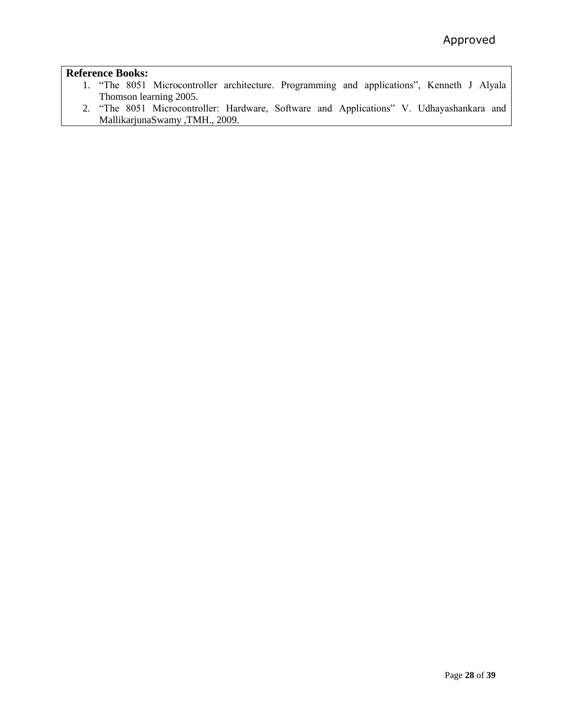**Reference Books:**

1. "The 8051 Microcontroller architecture. Programming and applications", Kenneth J Alyala Thomson learning 2005.
2. "The 8051 Microcontroller: Hardware, Software and Applications" V. Udhayashankara and MallikarjunaSwamy ,TMH., 2009.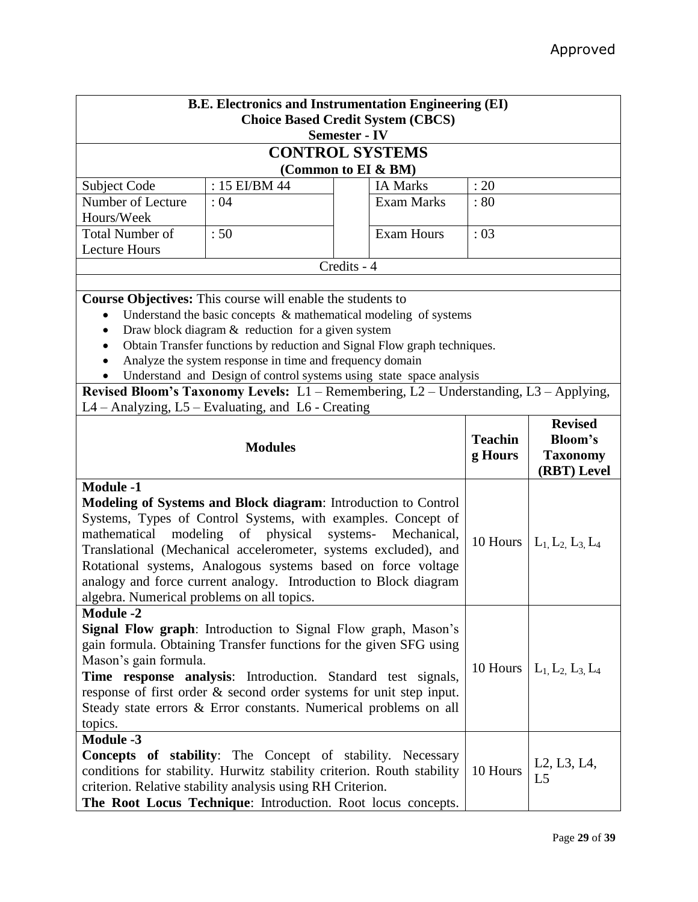Approved

**B.E. Electronics and Instrumentation Engineering (EI)**
**Choice Based Credit System (CBCS)**
**Semester - IV**

# CONTROL SYSTEMS

**(Common to EI & BM)**

| Subject Code | : 15 EI/BM 44 | | IA Marks | : 20 |
|---|---|---|---|---|
| Number of Lecture Hours/Week | : 04 | | Exam Marks | : 80 |
| Total Number of Lecture Hours | : 50 | | Exam Hours | : 03 |

Credits - 4

**Course Objectives:** This course will enable the students to

- Understand the basic concepts & mathematical modeling of systems
- Draw block diagram & reduction for a given system
- Obtain Transfer functions by reduction and Signal Flow graph techniques.
- Analyze the system response in time and frequency domain
- Understand and Design of control systems using state space analysis

**Revised Bloom's Taxonomy Levels:** L1 – Remembering, L2 – Understanding, L3 – Applying, L4 – Analyzing, L5 – Evaluating, and L6 - Creating

| Modules | Teaching Hours | Revised Bloom's Taxonomy (RBT) Level |
|---|---|---|
| **Module -1**<br>**Modeling of Systems and Block diagram**: Introduction to Control Systems, Types of Control Systems, with examples. Concept of mathematical modeling of physical systems- Mechanical, Translational (Mechanical accelerometer, systems excluded), and Rotational systems, Analogous systems based on force voltage analogy and force current analogy. Introduction to Block diagram algebra. Numerical problems on all topics. | 10 Hours | $L_1, L_2, L_3, L_4$ |
| **Module -2**<br>**Signal Flow graph**: Introduction to Signal Flow graph, Mason's gain formula. Obtaining Transfer functions for the given SFG using Mason's gain formula.<br>**Time response analysis**: Introduction. Standard test signals, response of first order & second order systems for unit step input. Steady state errors & Error constants. Numerical problems on all topics. | 10 Hours | $L_1, L_2, L_3, L_4$ |
| **Module -3**<br>**Concepts of stability**: The Concept of stability. Necessary conditions for stability. Hurwitz stability criterion. Routh stability criterion. Relative stability analysis using RH Criterion.<br>**The Root Locus Technique**: Introduction. Root locus concepts. | 10 Hours | L2, L3, L4, L5 |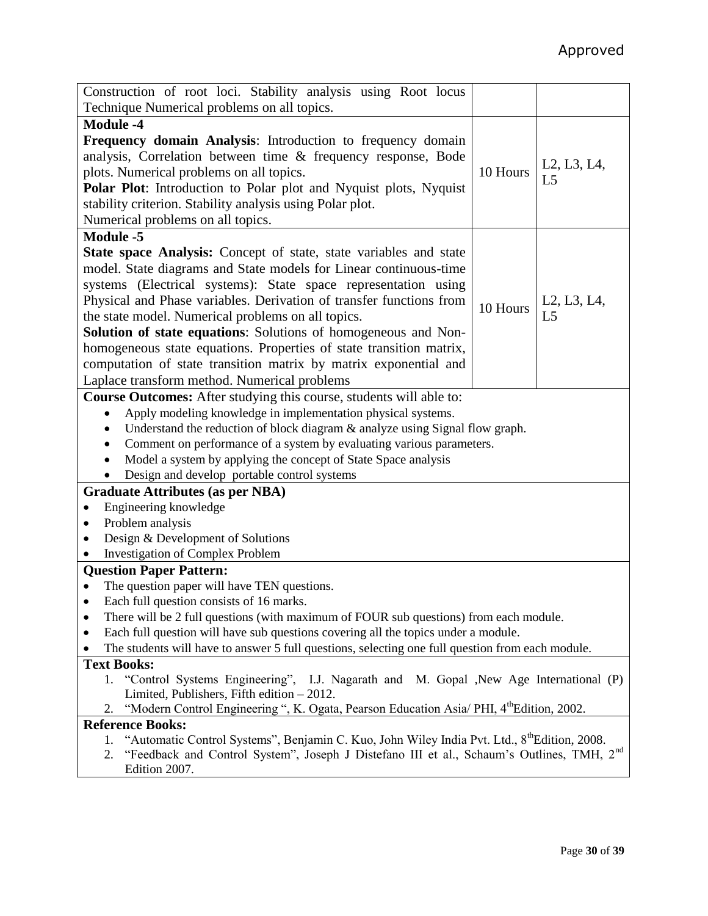Approved

| | | |
|---|---|---|
| Construction of root loci. Stability analysis using Root locus Technique Numerical problems on all topics. | | |
| **Module -4**<br>**Frequency domain Analysis**: Introduction to frequency domain analysis, Correlation between time & frequency response, Bode plots. Numerical problems on all topics.<br>**Polar Plot**: Introduction to Polar plot and Nyquist plots, Nyquist stability criterion. Stability analysis using Polar plot.<br>Numerical problems on all topics. | 10 Hours | L2, L3, L4, L5 |
| **Module -5**<br>**State space Analysis:** Concept of state, state variables and state model. State diagrams and State models for Linear continuous-time systems (Electrical systems): State space representation using Physical and Phase variables. Derivation of transfer functions from the state model. Numerical problems on all topics.<br>**Solution of state equations**: Solutions of homogeneous and Non-homogeneous state equations. Properties of state transition matrix, computation of state transition matrix by matrix exponential and Laplace transform method. Numerical problems | 10 Hours | L2, L3, L4, L5 |

**Course Outcomes:** After studying this course, students will able to:

- Apply modeling knowledge in implementation physical systems.
- Understand the reduction of block diagram & analyze using Signal flow graph.
- Comment on performance of a system by evaluating various parameters.
- Model a system by applying the concept of State Space analysis
- Design and develop portable control systems

**Graduate Attributes (as per NBA)**

- Engineering knowledge
- Problem analysis
- Design & Development of Solutions
- Investigation of Complex Problem

**Question Paper Pattern:**

- The question paper will have TEN questions.
- Each full question consists of 16 marks.
- There will be 2 full questions (with maximum of FOUR sub questions) from each module.
- Each full question will have sub questions covering all the topics under a module.
- The students will have to answer 5 full questions, selecting one full question from each module.

**Text Books:**

1. "Control Systems Engineering", I.J. Nagarath and M. Gopal ,New Age International (P) Limited, Publishers, Fifth edition – 2012.
2. "Modern Control Engineering ", K. Ogata, Pearson Education Asia/ PHI, 4th Edition, 2002.

**Reference Books:**

1. "Automatic Control Systems", Benjamin C. Kuo, John Wiley India Pvt. Ltd., 8th Edition, 2008.
2. "Feedback and Control System", Joseph J Distefano III et al., Schaum's Outlines, TMH, 2nd Edition 2007.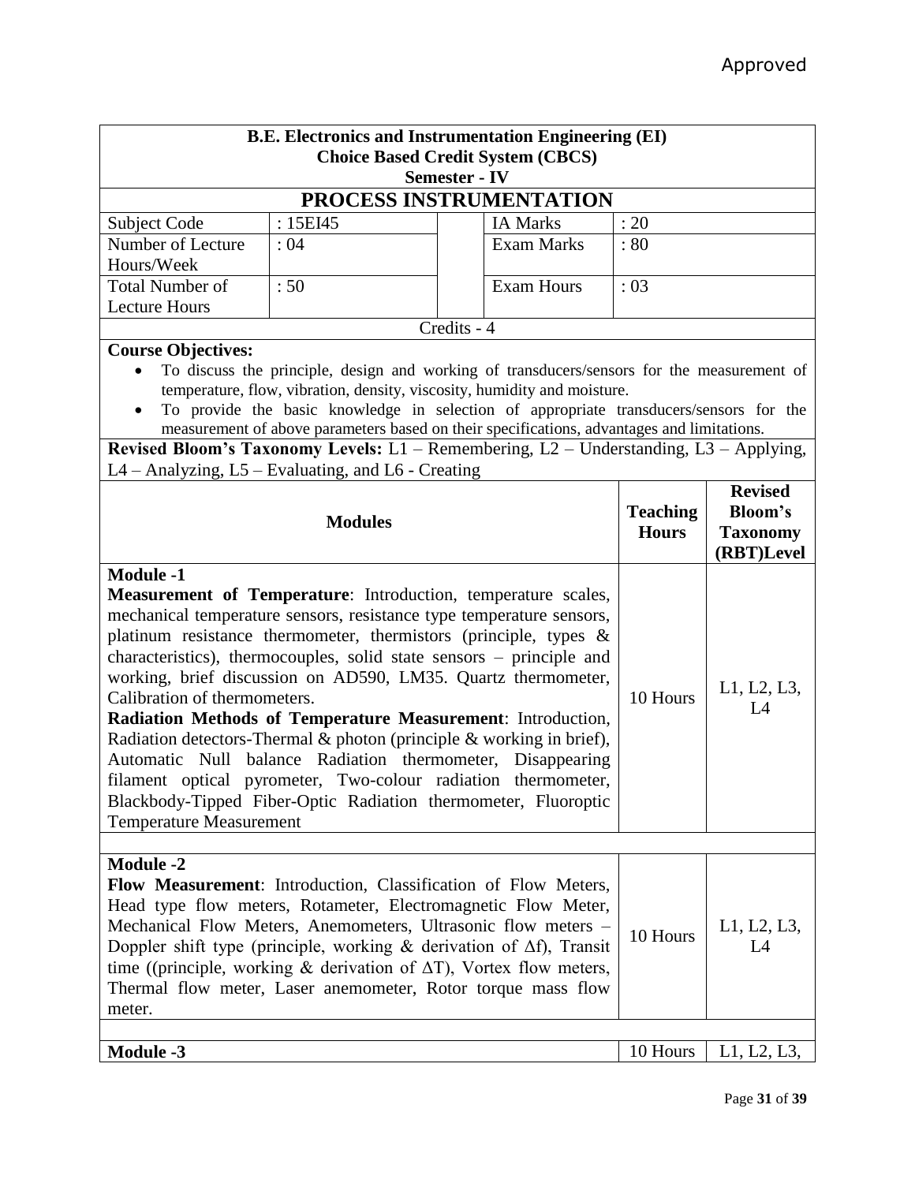Approved

**B.E. Electronics and Instrumentation Engineering (EI)**
**Choice Based Credit System (CBCS)**
**Semester - IV**

# PROCESS INSTRUMENTATION

| | | | |
|---|---|---|---|
| Subject Code | : 15EI45 | IA Marks | : 20 |
| Number of Lecture Hours/Week | : 04 | Exam Marks | : 80 |
| Total Number of Lecture Hours | : 50 | Exam Hours | : 03 |

Credits - 4

**Course Objectives:**

- To discuss the principle, design and working of transducers/sensors for the measurement of temperature, flow, vibration, density, viscosity, humidity and moisture.
- To provide the basic knowledge in selection of appropriate transducers/sensors for the measurement of above parameters based on their specifications, advantages and limitations.

**Revised Bloom's Taxonomy Levels:** L1 – Remembering, L2 – Understanding, L3 – Applying, L4 – Analyzing, L5 – Evaluating, and L6 - Creating

| Modules | Teaching Hours | Revised Bloom's Taxonomy (RBT)Level |
|---|---|---|
| **Module -1**<br>**Measurement of Temperature**: Introduction, temperature scales, mechanical temperature sensors, resistance type temperature sensors, platinum resistance thermometer, thermistors (principle, types & characteristics), thermocouples, solid state sensors – principle and working, brief discussion on AD590, LM35. Quartz thermometer, Calibration of thermometers.<br>**Radiation Methods of Temperature Measurement**: Introduction, Radiation detectors-Thermal & photon (principle & working in brief), Automatic Null balance Radiation thermometer, Disappearing filament optical pyrometer, Two-colour radiation thermometer, Blackbody-Tipped Fiber-Optic Radiation thermometer, Fluoroptic Temperature Measurement | 10 Hours | L1, L2, L3, L4 |
| **Module -2**<br>**Flow Measurement**: Introduction, Classification of Flow Meters, Head type flow meters, Rotameter, Electromagnetic Flow Meter, Mechanical Flow Meters, Anemometers, Ultrasonic flow meters – Doppler shift type (principle, working & derivation of $\Delta f$), Transit time ((principle, working & derivation of $\Delta T$), Vortex flow meters, Thermal flow meter, Laser anemometer, Rotor torque mass flow meter. | 10 Hours | L1, L2, L3, L4 |
| **Module -3** | 10 Hours | L1, L2, L3, |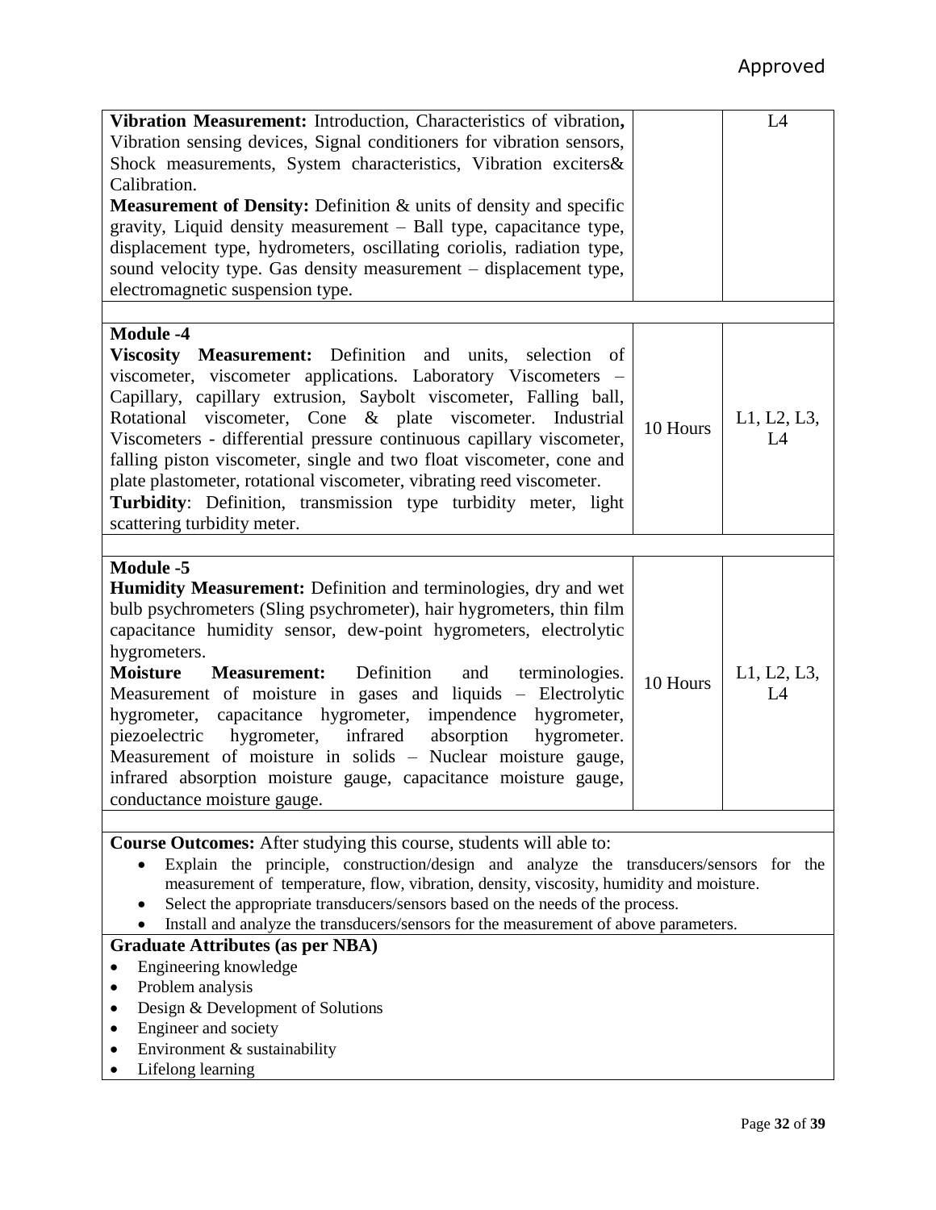Approved

| | | |
|---|---|---|
| **Vibration Measurement:** Introduction, Characteristics of vibration**,** Vibration sensing devices, Signal conditioners for vibration sensors, Shock measurements, System characteristics, Vibration exciters& Calibration.<br>**Measurement of Density:** Definition & units of density and specific gravity, Liquid density measurement – Ball type, capacitance type, displacement type, hydrometers, oscillating coriolis, radiation type, sound velocity type. Gas density measurement – displacement type, electromagnetic suspension type. | | L4 |
| | | |
| **Module -4**<br>**Viscosity Measurement:** Definition and units, selection of viscometer, viscometer applications. Laboratory Viscometers – Capillary, capillary extrusion, Saybolt viscometer, Falling ball, Rotational viscometer, Cone & plate viscometer. Industrial Viscometers - differential pressure continuous capillary viscometer, falling piston viscometer, single and two float viscometer, cone and plate plastometer, rotational viscometer, vibrating reed viscometer.<br>**Turbidity**: Definition, transmission type turbidity meter, light scattering turbidity meter. | 10 Hours | L1, L2, L3, L4 |
| | | |
| **Module -5**<br>**Humidity Measurement:** Definition and terminologies, dry and wet bulb psychrometers (Sling psychrometer), hair hygrometers, thin film capacitance humidity sensor, dew-point hygrometers, electrolytic hygrometers.<br>**Moisture Measurement:** Definition and terminologies. Measurement of moisture in gases and liquids – Electrolytic hygrometer, capacitance hygrometer, impendence hygrometer, piezoelectric hygrometer, infrared absorption hygrometer. Measurement of moisture in solids – Nuclear moisture gauge, infrared absorption moisture gauge, capacitance moisture gauge, conductance moisture gauge. | 10 Hours | L1, L2, L3, L4 |

**Course Outcomes:** After studying this course, students will able to:

- Explain the principle, construction/design and analyze the transducers/sensors for the measurement of temperature, flow, vibration, density, viscosity, humidity and moisture.
- Select the appropriate transducers/sensors based on the needs of the process.
- Install and analyze the transducers/sensors for the measurement of above parameters.

**Graduate Attributes (as per NBA)**

- Engineering knowledge
- Problem analysis
- Design & Development of Solutions
- Engineer and society
- Environment & sustainability
- Lifelong learning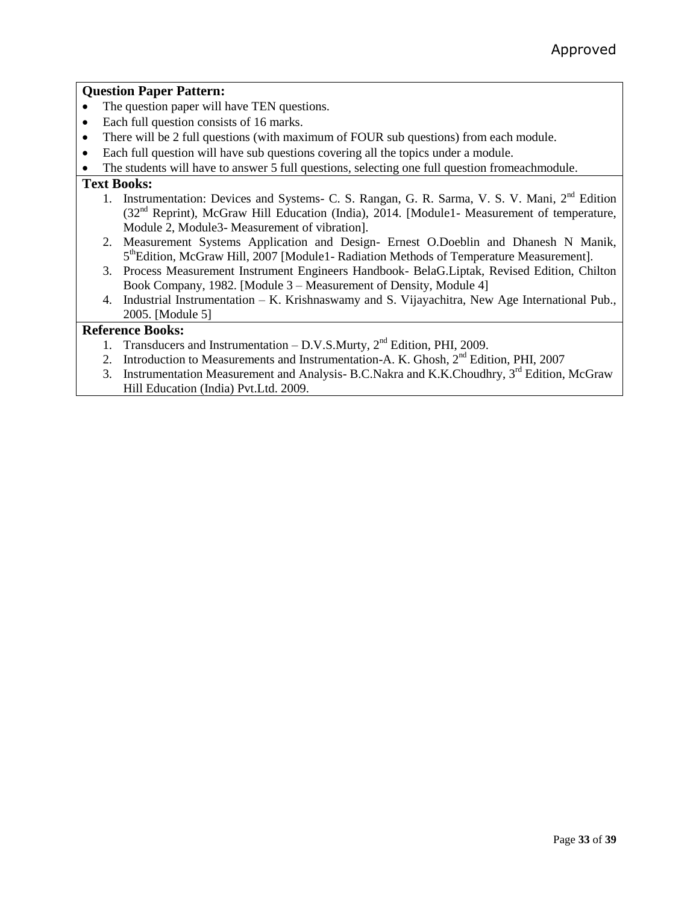**Question Paper Pattern:**

- The question paper will have TEN questions.
- Each full question consists of 16 marks.
- There will be 2 full questions (with maximum of FOUR sub questions) from each module.
- Each full question will have sub questions covering all the topics under a module.
- The students will have to answer 5 full questions, selecting one full question fromeachmodule.

**Text Books:**

1. Instrumentation: Devices and Systems- C. S. Rangan, G. R. Sarma, V. S. V. Mani, 2nd Edition (32nd Reprint), McGraw Hill Education (India), 2014. [Module1- Measurement of temperature, Module 2, Module3- Measurement of vibration].
2. Measurement Systems Application and Design- Ernest O.Doeblin and Dhanesh N Manik, 5thEdition, McGraw Hill, 2007 [Module1- Radiation Methods of Temperature Measurement].
3. Process Measurement Instrument Engineers Handbook- BelaG.Liptak, Revised Edition, Chilton Book Company, 1982. [Module 3 – Measurement of Density, Module 4]
4. Industrial Instrumentation – K. Krishnaswamy and S. Vijayachitra, New Age International Pub., 2005. [Module 5]

**Reference Books:**

1. Transducers and Instrumentation – D.V.S.Murty, 2nd Edition, PHI, 2009.
2. Introduction to Measurements and Instrumentation-A. K. Ghosh, 2nd Edition, PHI, 2007
3. Instrumentation Measurement and Analysis- B.C.Nakra and K.K.Choudhry, 3rd Edition, McGraw Hill Education (India) Pvt.Ltd. 2009.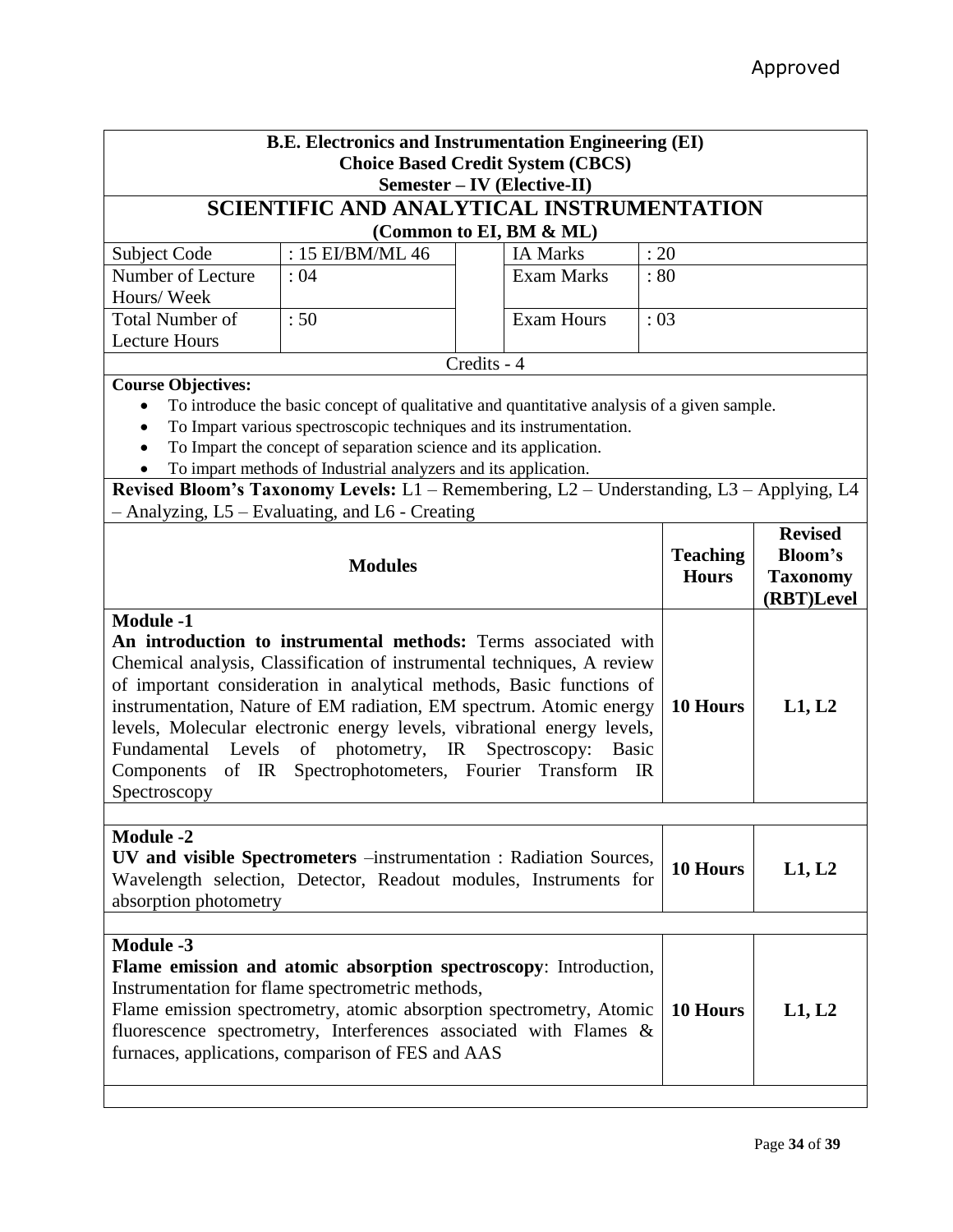Approved

**B.E. Electronics and Instrumentation Engineering (EI)**
**Choice Based Credit System (CBCS)**
**Semester – IV (Elective-II)**

# SCIENTIFIC AND ANALYTICAL INSTRUMENTATION

**(Common to EI, BM & ML)**

| Subject Code | : 15 EI/BM/ML 46 | IA Marks | : 20 |
|---|---|---|---|
| Number of Lecture Hours/ Week | : 04 | Exam Marks | : 80 |
| Total Number of Lecture Hours | : 50 | Exam Hours | : 03 |

Credits - 4

**Course Objectives:**

- To introduce the basic concept of qualitative and quantitative analysis of a given sample.
- To Impart various spectroscopic techniques and its instrumentation.
- To Impart the concept of separation science and its application.
- To impart methods of Industrial analyzers and its application.

**Revised Bloom's Taxonomy Levels:** L1 – Remembering, L2 – Understanding, L3 – Applying, L4 – Analyzing, L5 – Evaluating, and L6 - Creating

| Modules | Teaching Hours | Revised Bloom's Taxonomy (RBT)Level |
|---|---|---|
| **Module -1**<br>**An introduction to instrumental methods:** Terms associated with Chemical analysis, Classification of instrumental techniques, A review of important consideration in analytical methods, Basic functions of instrumentation, Nature of EM radiation, EM spectrum. Atomic energy levels, Molecular electronic energy levels, vibrational energy levels, Fundamental Levels of photometry, IR Spectroscopy: Basic Components of IR Spectrophotometers, Fourier Transform IR Spectroscopy | **10 Hours** | **L1, L2** |
| **Module -2**<br>**UV and visible Spectrometers** –instrumentation : Radiation Sources, Wavelength selection, Detector, Readout modules, Instruments for absorption photometry | **10 Hours** | **L1, L2** |
| **Module -3**<br>**Flame emission and atomic absorption spectroscopy**: Introduction, Instrumentation for flame spectrometric methods,<br>Flame emission spectrometry, atomic absorption spectrometry, Atomic fluorescence spectrometry, Interferences associated with Flames & furnaces, applications, comparison of FES and AAS | **10 Hours** | **L1, L2** |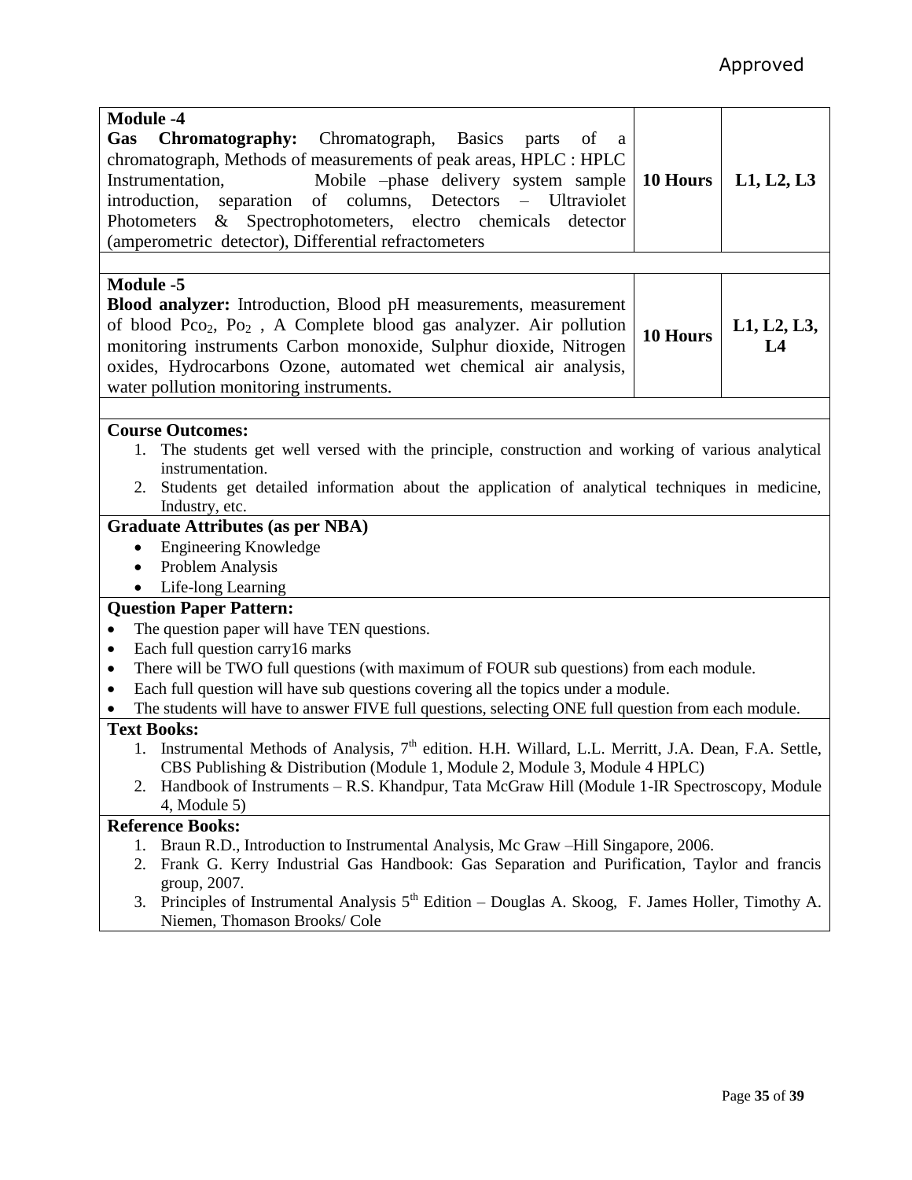Approved

| Module -4<br>**Gas Chromatography:** Chromatograph, Basics parts of a chromatograph, Methods of measurements of peak areas, HPLC : HPLC Instrumentation, Mobile –phase delivery system sample introduction, separation of columns, Detectors – Ultraviolet Photometers & Spectrophotometers, electro chemicals detector (amperometric detector), Differential refractometers | **10 Hours** | **L1, L2, L3** |
| --- | --- | --- |
| **Module -5**<br>**Blood analyzer:** Introduction, Blood pH measurements, measurement of blood $Pco_2$, $Po_2$ , A Complete blood gas analyzer. Air pollution monitoring instruments Carbon monoxide, Sulphur dioxide, Nitrogen oxides, Hydrocarbons Ozone, automated wet chemical air analysis, water pollution monitoring instruments. | **10 Hours** | **L1, L2, L3, L4** |

**Course Outcomes:**

1. The students get well versed with the principle, construction and working of various analytical instrumentation.
2. Students get detailed information about the application of analytical techniques in medicine, Industry, etc.

**Graduate Attributes (as per NBA)**

- Engineering Knowledge
- Problem Analysis
- Life-long Learning

**Question Paper Pattern:**

- The question paper will have TEN questions.
- Each full question carry16 marks
- There will be TWO full questions (with maximum of FOUR sub questions) from each module.
- Each full question will have sub questions covering all the topics under a module.
- The students will have to answer FIVE full questions, selecting ONE full question from each module.

**Text Books:**

1. Instrumental Methods of Analysis, 7th edition. H.H. Willard, L.L. Merritt, J.A. Dean, F.A. Settle, CBS Publishing & Distribution (Module 1, Module 2, Module 3, Module 4 HPLC)
2. Handbook of Instruments – R.S. Khandpur, Tata McGraw Hill (Module 1-IR Spectroscopy, Module 4, Module 5)

**Reference Books:**

1. Braun R.D., Introduction to Instrumental Analysis, Mc Graw –Hill Singapore, 2006.
2. Frank G. Kerry Industrial Gas Handbook: Gas Separation and Purification, Taylor and francis group, 2007.
3. Principles of Instrumental Analysis 5th Edition – Douglas A. Skoog, F. James Holler, Timothy A. Niemen, Thomason Brooks/ Cole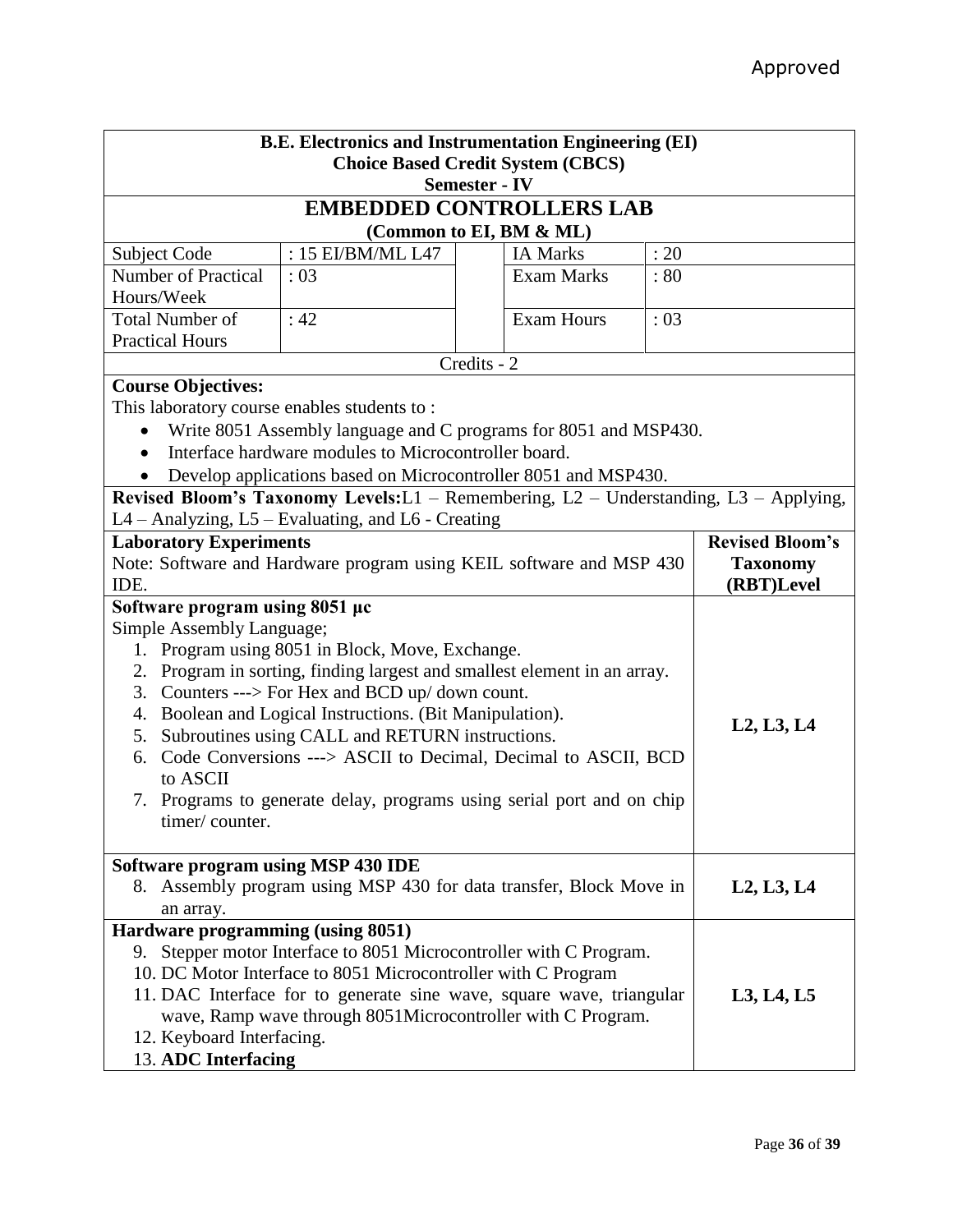Approved

**B.E. Electronics and Instrumentation Engineering (EI)**
**Choice Based Credit System (CBCS)**
**Semester - IV**

# EMBEDDED CONTROLLERS LAB

**(Common to EI, BM & ML)**

| Subject Code | : 15 EI/BM/ML L47 | IA Marks | : 20 |
|---|---|---|---|
| Number of Practical Hours/Week | : 03 | Exam Marks | : 80 |
| Total Number of Practical Hours | : 42 | Exam Hours | : 03 |

Credits - 2

**Course Objectives:**

This laboratory course enables students to :

- Write 8051 Assembly language and C programs for 8051 and MSP430.
- Interface hardware modules to Microcontroller board.
- Develop applications based on Microcontroller 8051 and MSP430.

**Revised Bloom's Taxonomy Levels:** L1 – Remembering, L2 – Understanding, L3 – Applying, L4 – Analyzing, L5 – Evaluating, and L6 - Creating

| **Laboratory Experiments**<br>Note: Software and Hardware program using KEIL software and MSP 430 IDE. | **Revised Bloom's Taxonomy (RBT)Level** |
|---|---|
| **Software program using 8051 µc**<br>Simple Assembly Language;<br>1. Program using 8051 in Block, Move, Exchange.<br>2. Program in sorting, finding largest and smallest element in an array.<br>3. Counters ---> For Hex and BCD up/ down count.<br>4. Boolean and Logical Instructions. (Bit Manipulation).<br>5. Subroutines using CALL and RETURN instructions.<br>6. Code Conversions ---> ASCII to Decimal, Decimal to ASCII, BCD to ASCII<br>7. Programs to generate delay, programs using serial port and on chip timer/ counter. | **L2, L3, L4** |
| **Software program using MSP 430 IDE**<br>8. Assembly program using MSP 430 for data transfer, Block Move in an array. | **L2, L3, L4** |
| **Hardware programming (using 8051)**<br>9. Stepper motor Interface to 8051 Microcontroller with C Program.<br>10. DC Motor Interface to 8051 Microcontroller with C Program<br>11. DAC Interface for to generate sine wave, square wave, triangular wave, Ramp wave through 8051Microcontroller with C Program.<br>12. Keyboard Interfacing.<br>13. **ADC Interfacing** | **L3, L4, L5** |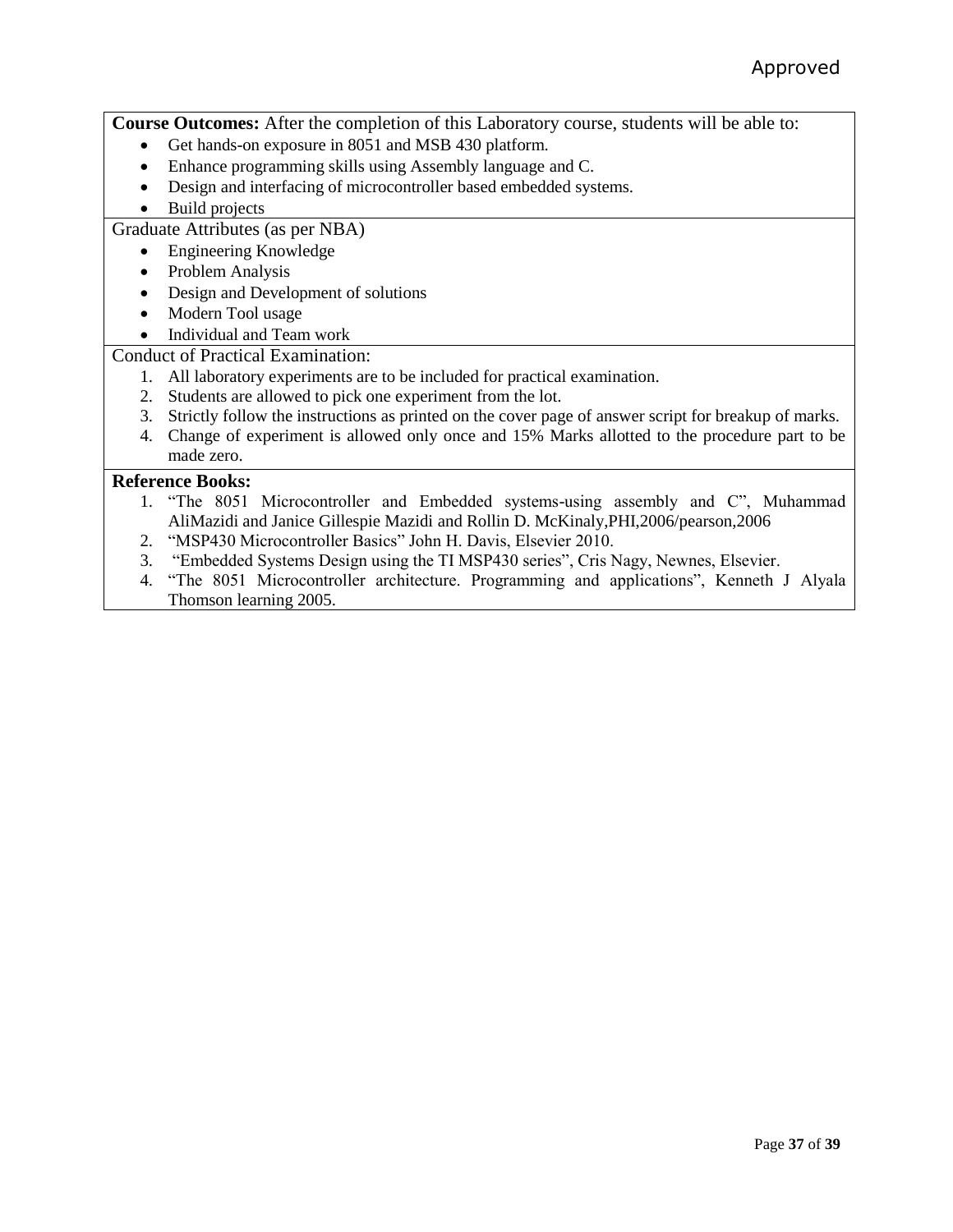Approved

**Course Outcomes:** After the completion of this Laboratory course, students will be able to:

- Get hands-on exposure in 8051 and MSB 430 platform.
- Enhance programming skills using Assembly language and C.
- Design and interfacing of microcontroller based embedded systems.
- Build projects

Graduate Attributes (as per NBA)

- Engineering Knowledge
- Problem Analysis
- Design and Development of solutions
- Modern Tool usage
- Individual and Team work

Conduct of Practical Examination:

1. All laboratory experiments are to be included for practical examination.
2. Students are allowed to pick one experiment from the lot.
3. Strictly follow the instructions as printed on the cover page of answer script for breakup of marks.
4. Change of experiment is allowed only once and 15% Marks allotted to the procedure part to be made zero.

**Reference Books:**

1. "The 8051 Microcontroller and Embedded systems-using assembly and C", Muhammad AliMazidi and Janice Gillespie Mazidi and Rollin D. McKinaly,PHI,2006/pearson,2006
2. "MSP430 Microcontroller Basics" John H. Davis, Elsevier 2010.
3. "Embedded Systems Design using the TI MSP430 series", Cris Nagy, Newnes, Elsevier.
4. "The 8051 Microcontroller architecture. Programming and applications", Kenneth J Alyala Thomson learning 2005.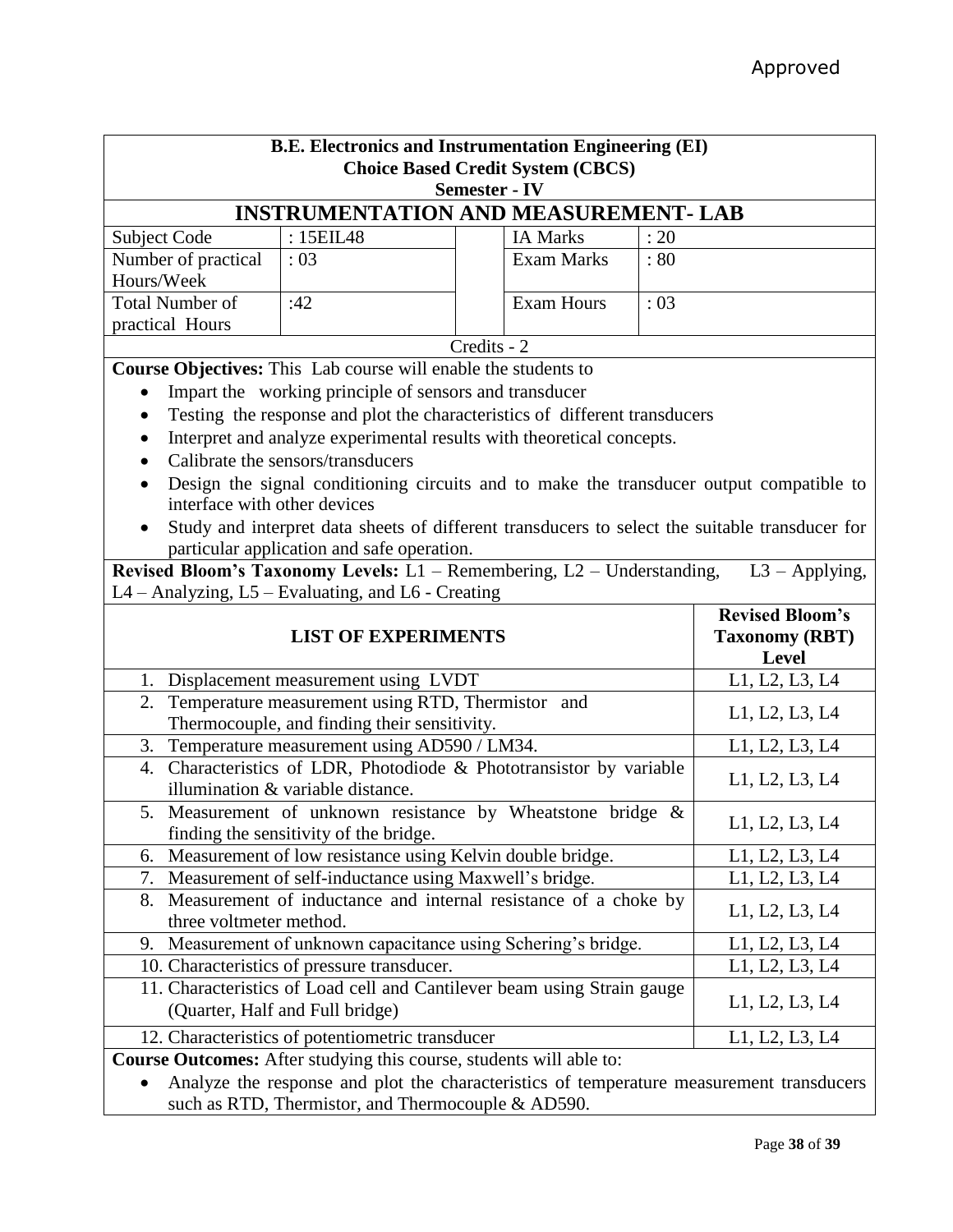Approved

**B.E. Electronics and Instrumentation Engineering (EI)**
**Choice Based Credit System (CBCS)**
**Semester - IV**

# INSTRUMENTATION AND MEASUREMENT- LAB

| | | | | |
|---|---|---|---|---|
| Subject Code | : 15EIL48 | | IA Marks | : 20 |
| Number of practical Hours/Week | : 03 | | Exam Marks | : 80 |
| Total Number of practical Hours | :42 | | Exam Hours | : 03 |

Credits - 2

**Course Objectives:** This Lab course will enable the students to

- Impart the working principle of sensors and transducer
- Testing the response and plot the characteristics of different transducers
- Interpret and analyze experimental results with theoretical concepts.
- Calibrate the sensors/transducers
- Design the signal conditioning circuits and to make the transducer output compatible to interface with other devices
- Study and interpret data sheets of different transducers to select the suitable transducer for particular application and safe operation.

**Revised Bloom's Taxonomy Levels:** L1 – Remembering, L2 – Understanding, L3 – Applying, L4 – Analyzing, L5 – Evaluating, and L6 - Creating

| LIST OF EXPERIMENTS | Revised Bloom's Taxonomy (RBT) Level |
|---|---|
| 1. Displacement measurement using LVDT | L1, L2, L3, L4 |
| 2. Temperature measurement using RTD, Thermistor and Thermocouple, and finding their sensitivity. | L1, L2, L3, L4 |
| 3. Temperature measurement using AD590 / LM34. | L1, L2, L3, L4 |
| 4. Characteristics of LDR, Photodiode & Phototransistor by variable illumination & variable distance. | L1, L2, L3, L4 |
| 5. Measurement of unknown resistance by Wheatstone bridge & finding the sensitivity of the bridge. | L1, L2, L3, L4 |
| 6. Measurement of low resistance using Kelvin double bridge. | L1, L2, L3, L4 |
| 7. Measurement of self-inductance using Maxwell's bridge. | L1, L2, L3, L4 |
| 8. Measurement of inductance and internal resistance of a choke by three voltmeter method. | L1, L2, L3, L4 |
| 9. Measurement of unknown capacitance using Schering's bridge. | L1, L2, L3, L4 |
| 10. Characteristics of pressure transducer. | L1, L2, L3, L4 |
| 11. Characteristics of Load cell and Cantilever beam using Strain gauge (Quarter, Half and Full bridge) | L1, L2, L3, L4 |
| 12. Characteristics of potentiometric transducer | L1, L2, L3, L4 |

**Course Outcomes:** After studying this course, students will able to:

- Analyze the response and plot the characteristics of temperature measurement transducers such as RTD, Thermistor, and Thermocouple & AD590.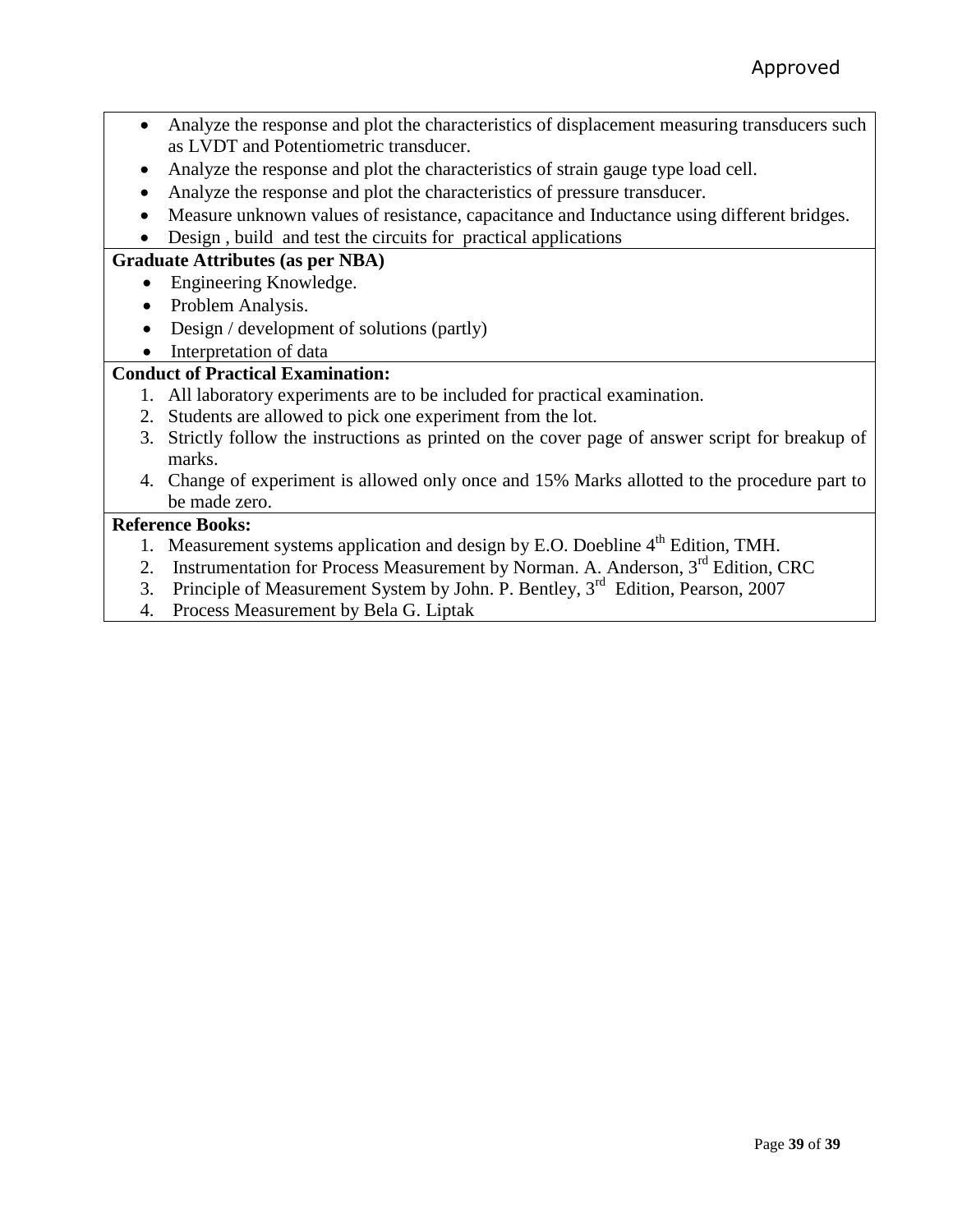- Analyze the response and plot the characteristics of displacement measuring transducers such as LVDT and Potentiometric transducer.
- Analyze the response and plot the characteristics of strain gauge type load cell.
- Analyze the response and plot the characteristics of pressure transducer.
- Measure unknown values of resistance, capacitance and Inductance using different bridges.
- Design , build and test the circuits for practical applications

**Graduate Attributes (as per NBA)**

- Engineering Knowledge.
- Problem Analysis.
- Design / development of solutions (partly)
- Interpretation of data

**Conduct of Practical Examination:**

1. All laboratory experiments are to be included for practical examination.
2. Students are allowed to pick one experiment from the lot.
3. Strictly follow the instructions as printed on the cover page of answer script for breakup of marks.
4. Change of experiment is allowed only once and 15% Marks allotted to the procedure part to be made zero.

**Reference Books:**

1. Measurement systems application and design by E.O. Doebline 4th Edition, TMH.
2. Instrumentation for Process Measurement by Norman. A. Anderson, 3rd Edition, CRC
3. Principle of Measurement System by John. P. Bentley, 3rd Edition, Pearson, 2007
4. Process Measurement by Bela G. Liptak